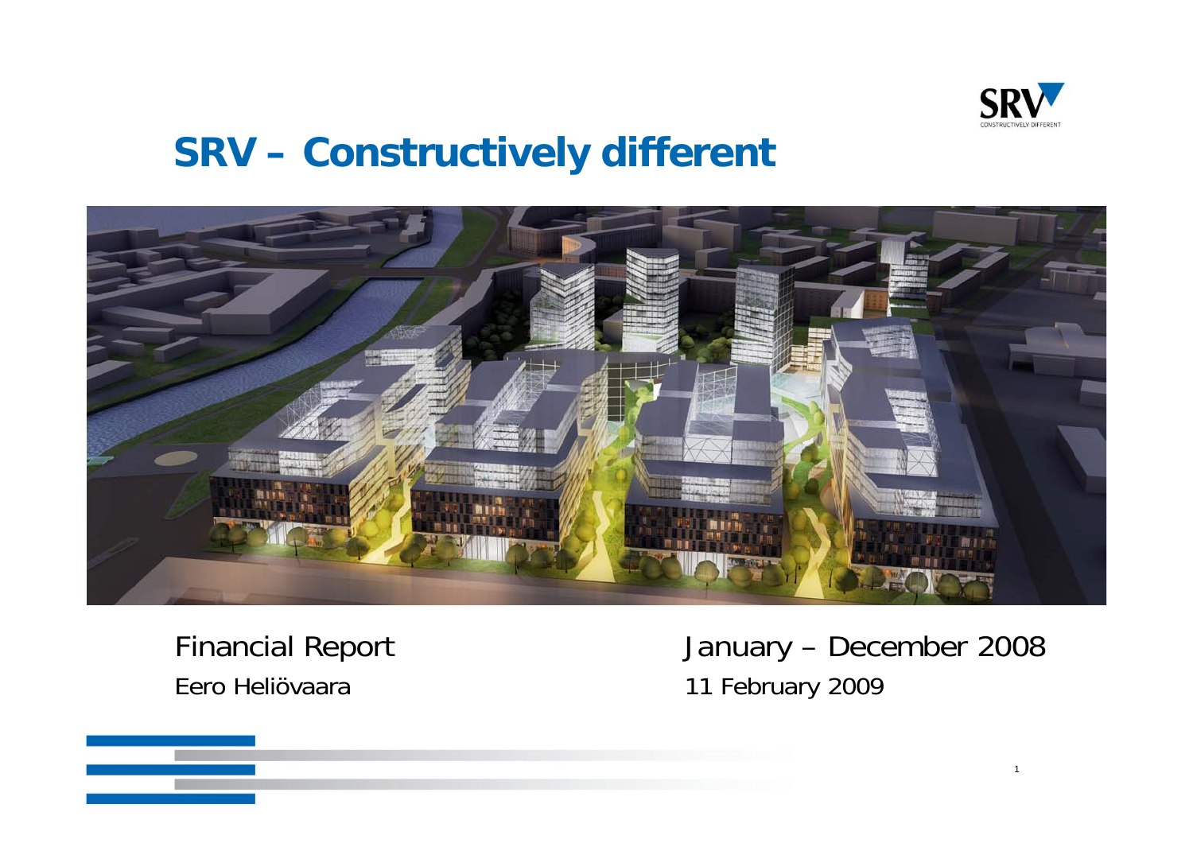# SRV – Constructively different

Financial Report

Eero Heliövaara

January – December 2008

11 February 2009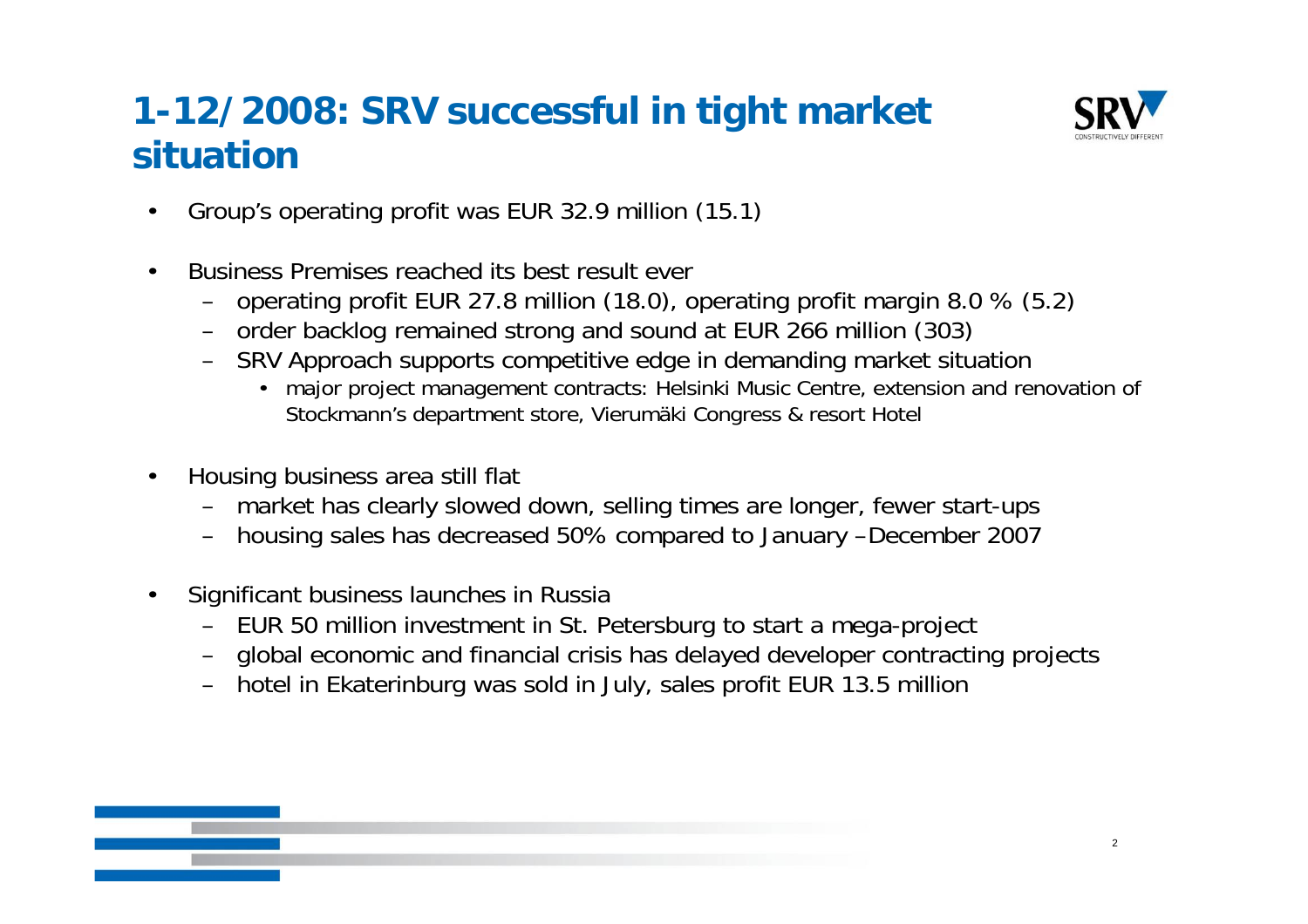# 1-12/2008: SRV successful in tight market situation

- Group's operating profit was EUR 32.9 million (15.1)
- Business Premises reached its best result ever
  - operating profit EUR 27.8 million (18.0), operating profit margin 8.0 % (5.2)
  - order backlog remained strong and sound at EUR 266 million (303)
  - SRV Approach supports competitive edge in demanding market situation
    - major project management contracts: Helsinki Music Centre, extension and renovation of Stockmann's department store, Vierumäki Congress & resort Hotel
- Housing business area still flat
  - market has clearly slowed down, selling times are longer, fewer start-ups
  - housing sales has decreased 50% compared to January –December 2007
- Significant business launches in Russia
  - EUR 50 million investment in St. Petersburg to start a mega-project
  - global economic and financial crisis has delayed developer contracting projects
  - hotel in Ekaterinburg was sold in July, sales profit EUR 13.5 million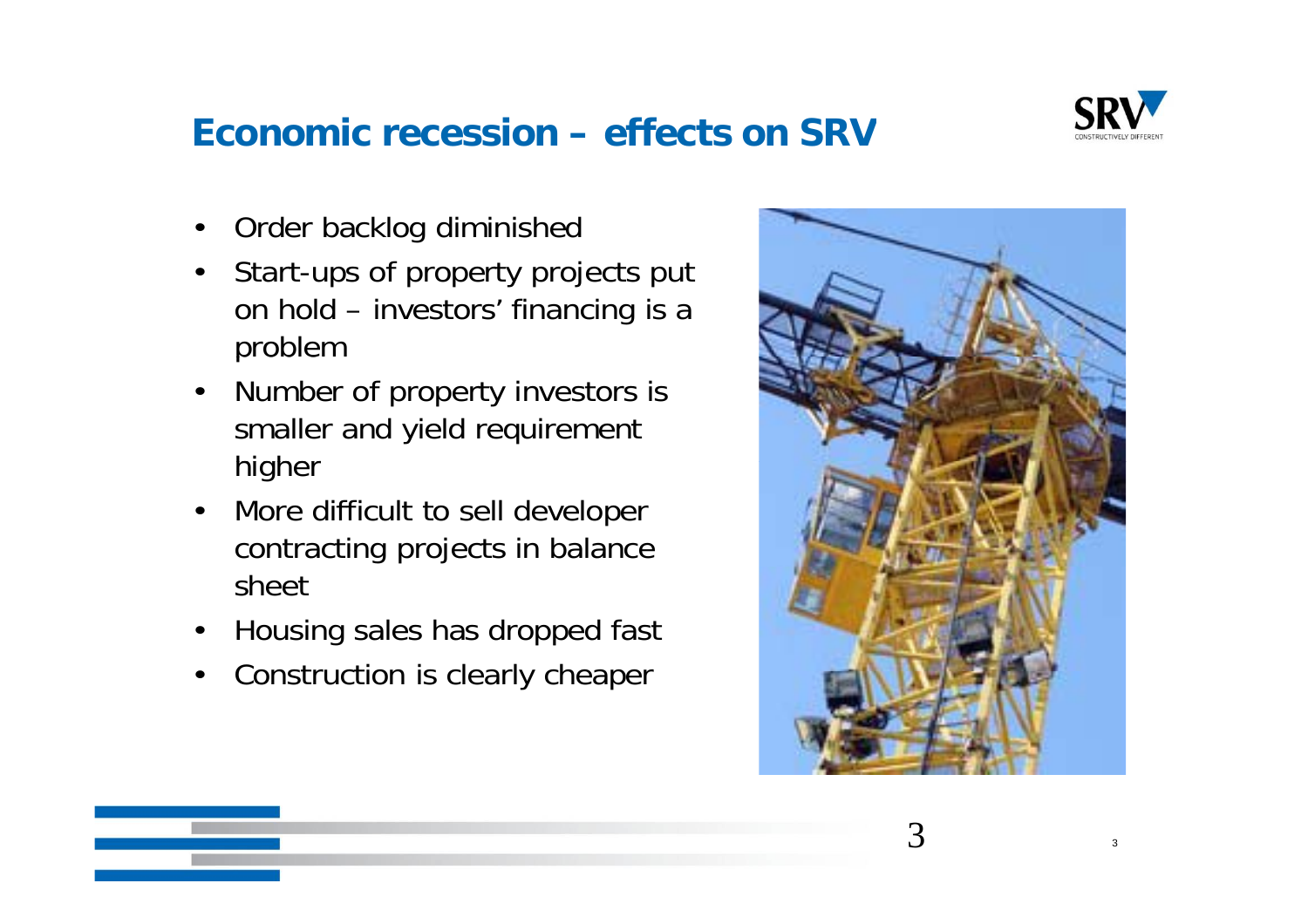# Economic recession – effects on SRV

- Order backlog diminished
- Start-ups of property projects put on hold – investors' financing is a problem
- Number of property investors is smaller and yield requirement higher
- More difficult to sell developer contracting projects in balance sheet
- Housing sales has dropped fast
- Construction is clearly cheaper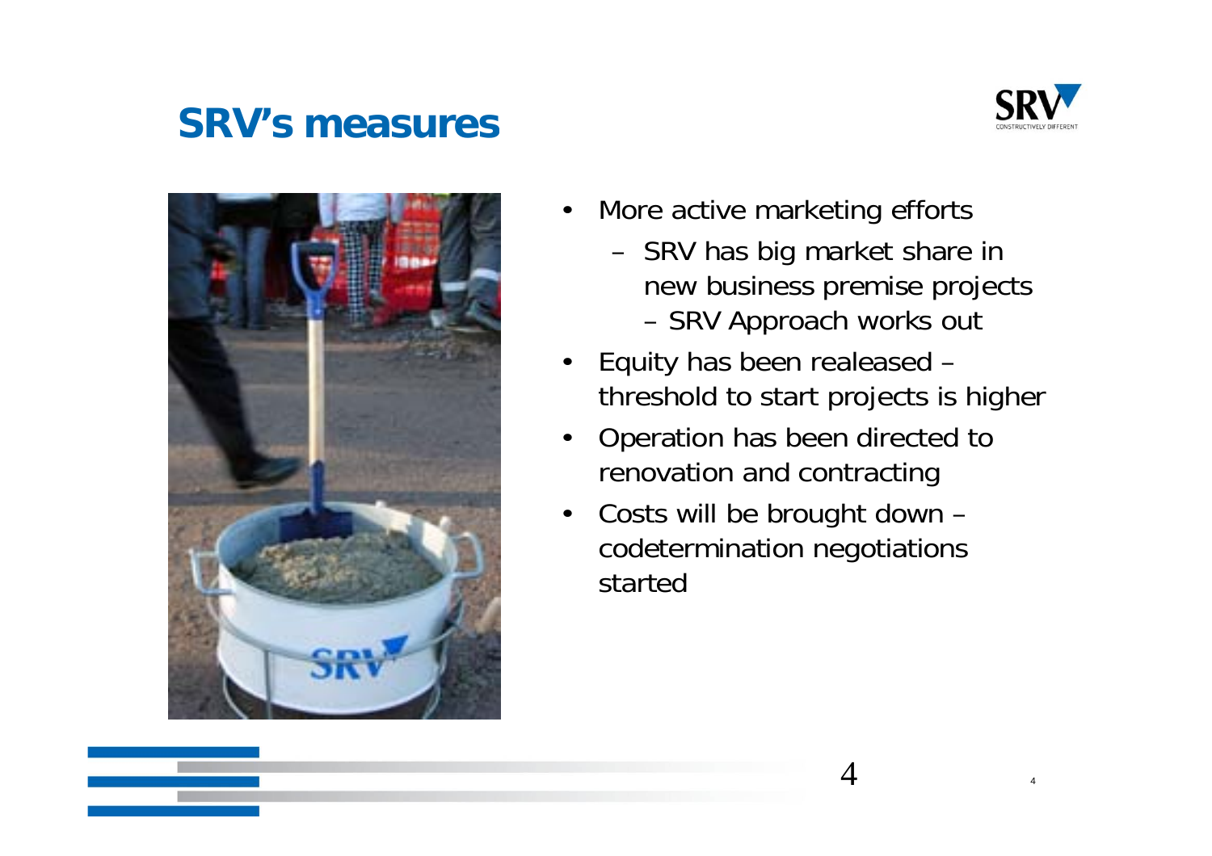# SRV's measures

- More active marketing efforts
  - SRV has big market share in new business premise projects
    - SRV Approach works out
- Equity has been realeased – threshold to start projects is higher
- Operation has been directed to renovation and contracting
- Costs will be brought down – codetermination negotiations started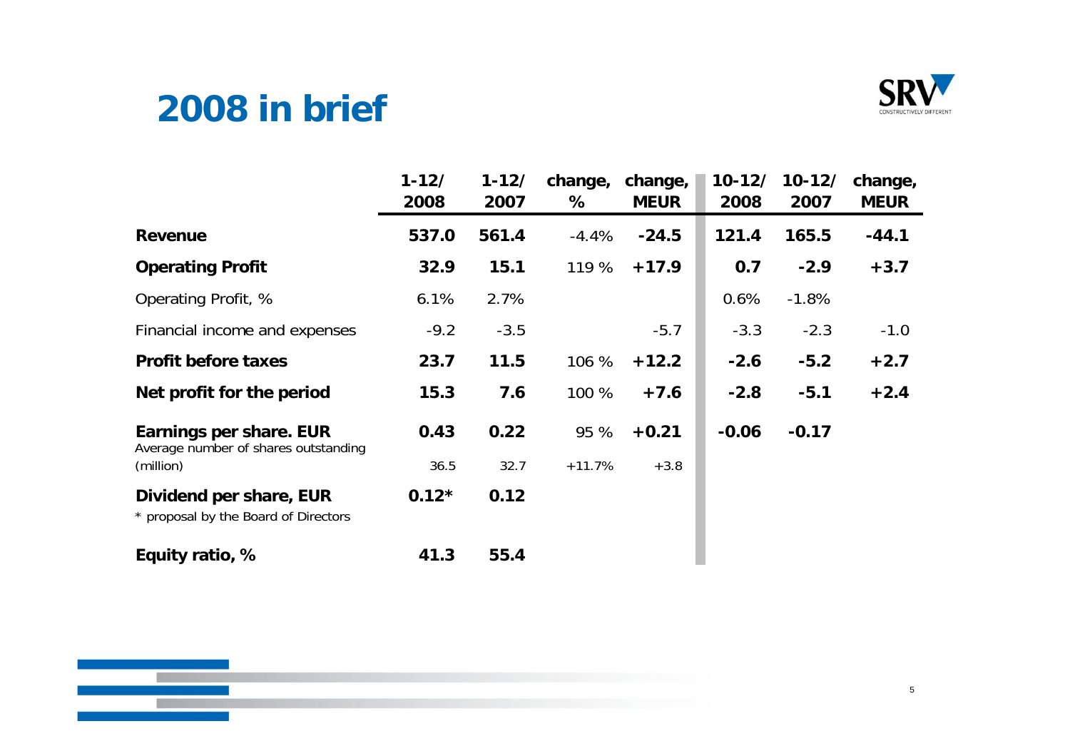# 2008 in brief

| | 1-12/ 2008 | 1-12/ 2007 | change, % | change, MEUR | 10-12/ 2008 | 10-12/ 2007 | change, MEUR |
|---|---|---|---|---|---|---|---|
| **Revenue** | **537.0** | **561.4** | -4.4% | **-24.5** | **121.4** | **165.5** | **-44.1** |
| **Operating Profit** | **32.9** | **15.1** | 119 % | **+17.9** | **0.7** | **-2.9** | **+3.7** |
| Operating Profit, % | 6.1% | 2.7% | | | 0.6% | -1.8% | |
| Financial income and expenses | -9.2 | -3.5 | | -5.7 | -3.3 | -2.3 | -1.0 |
| **Profit before taxes** | **23.7** | **11.5** | 106 % | **+12.2** | **-2.6** | **-5.2** | **+2.7** |
| **Net profit for the period** | **15.3** | **7.6** | 100 % | **+7.6** | **-2.8** | **-5.1** | **+2.4** |
| **Earnings per share. EUR** | **0.43** | **0.22** | 95 % | **+0.21** | **-0.06** | **-0.17** | |
| Average number of shares outstanding (million) | 36.5 | 32.7 | +11.7% | +3.8 | | | |
| **Dividend per share, EUR** | **0.12*** | **0.12** | | | | | |
| **Equity ratio, %** | **41.3** | **55.4** | | | | | |

\* proposal by the Board of Directors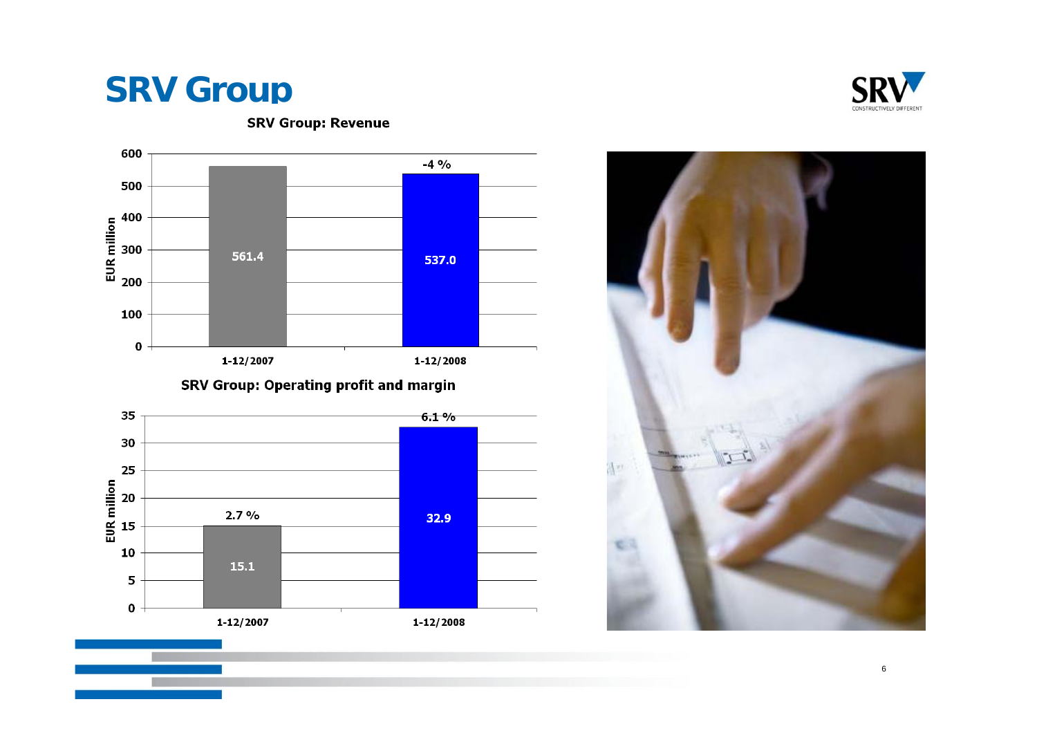# SRV Group

**SRV Group: Revenue**

| EUR million | 1-12/2007 | 1-12/2008 |
| --- | --- | --- |
| Revenue | 561.4 | 537.0 |
| Change | | -4 % |

**SRV Group: Operating profit and margin**

| EUR million | 1-12/2007 | 1-12/2008 |
| --- | --- | --- |
| Operating profit | 15.1 | 32.9 |
| Margin | 2.7 % | 6.1 % |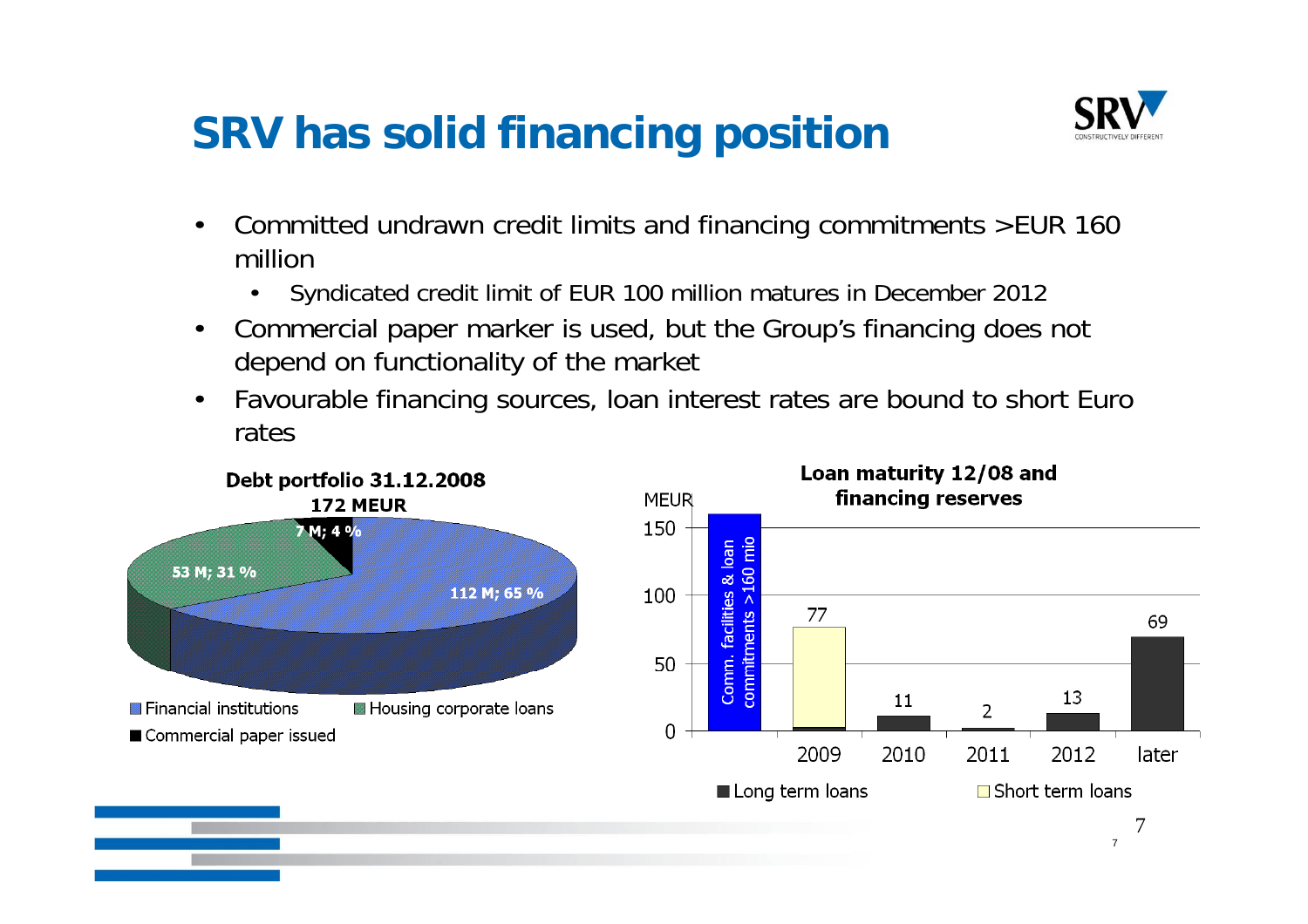# SRV has solid financing position

- Committed undrawn credit limits and financing commitments >EUR 160 million
  - Syndicated credit limit of EUR 100 million matures in December 2012
- Commercial paper marker is used, but the Group's financing does not depend on functionality of the market
- Favourable financing sources, loan interest rates are bound to short Euro rates

**Debt portfolio 31.12.2008**
**172 MEUR**

| Category | Amount | Share |
|---|---|---|
| Financial institutions | 112 M | 65 % |
| Housing corporate loans | 53 M | 31 % |
| Commercial paper issued | 7 M | 4 % |

**Loan maturity 12/08 and financing reserves**

MEUR

| | Comm. facilities & loan commitments >160 mio | 2009 | 2010 | 2011 | 2012 | later |
|---|---|---|---|---|---|---|
| Total | >160 | 77 | 11 | 2 | 13 | 69 |

Long term loans / Short term loans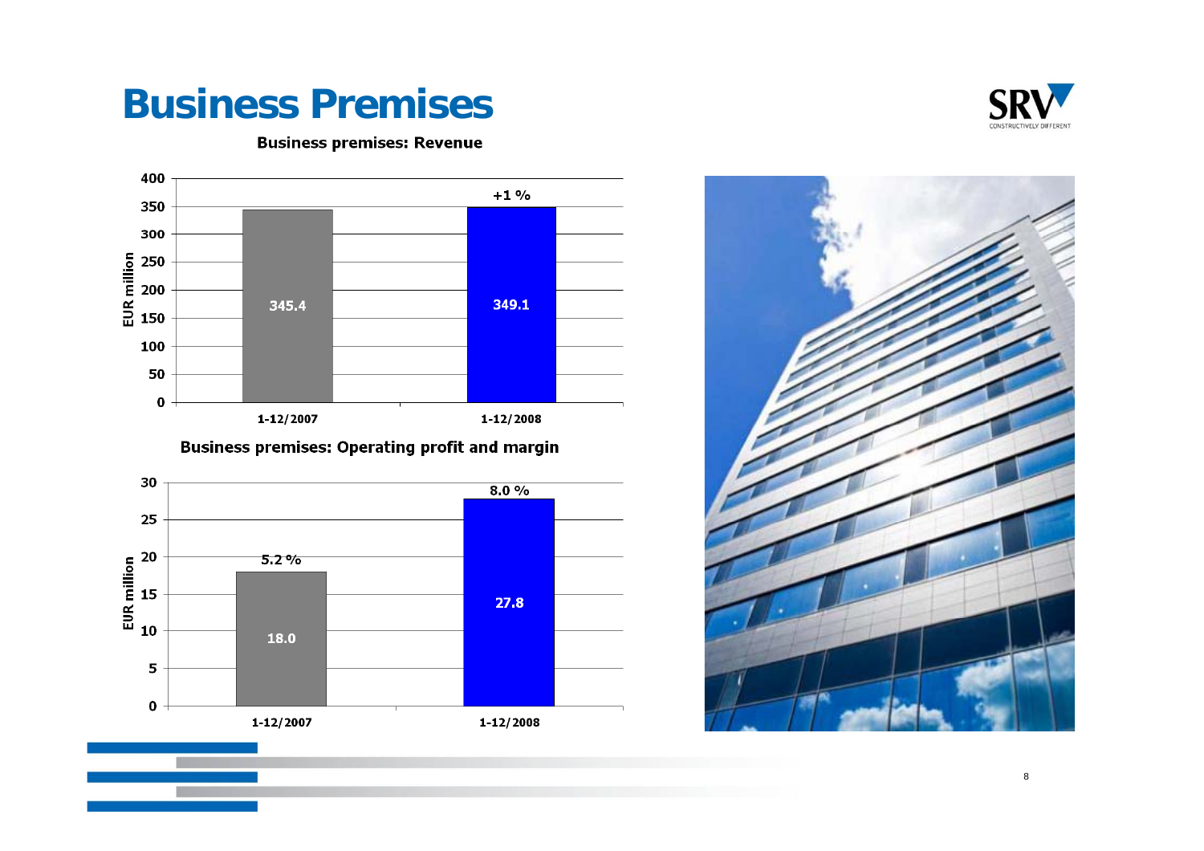# Business Premises

**Business premises: Revenue**

| EUR million | 1-12/2007 | 1-12/2008 |
|---|---|---|
| Revenue | 345.4 | 349.1 |
| Change | | +1 % |

**Business premises: Operating profit and margin**

| EUR million | 1-12/2007 | 1-12/2008 |
|---|---|---|
| Operating profit | 18.0 | 27.8 |
| Margin | 5.2 % | 8.0 % |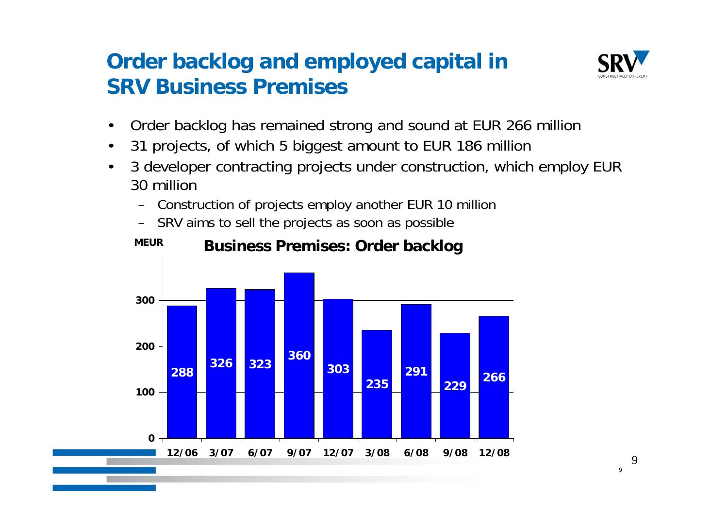# Order backlog and employed capital in SRV Business Premises

- Order backlog has remained strong and sound at EUR 266 million
- 31 projects, of which 5 biggest amount to EUR 186 million
- 3 developer contracting projects under construction, which employ EUR 30 million
  - Construction of projects employ another EUR 10 million
  - SRV aims to sell the projects as soon as possible

**Business Premises: Order backlog**

MEUR

| Period | Order backlog (MEUR) |
| --- | --- |
| 12/06 | 288 |
| 3/07 | 326 |
| 6/07 | 323 |
| 9/07 | 360 |
| 12/07 | 303 |
| 3/08 | 235 |
| 6/08 | 291 |
| 9/08 | 229 |
| 12/08 | 266 |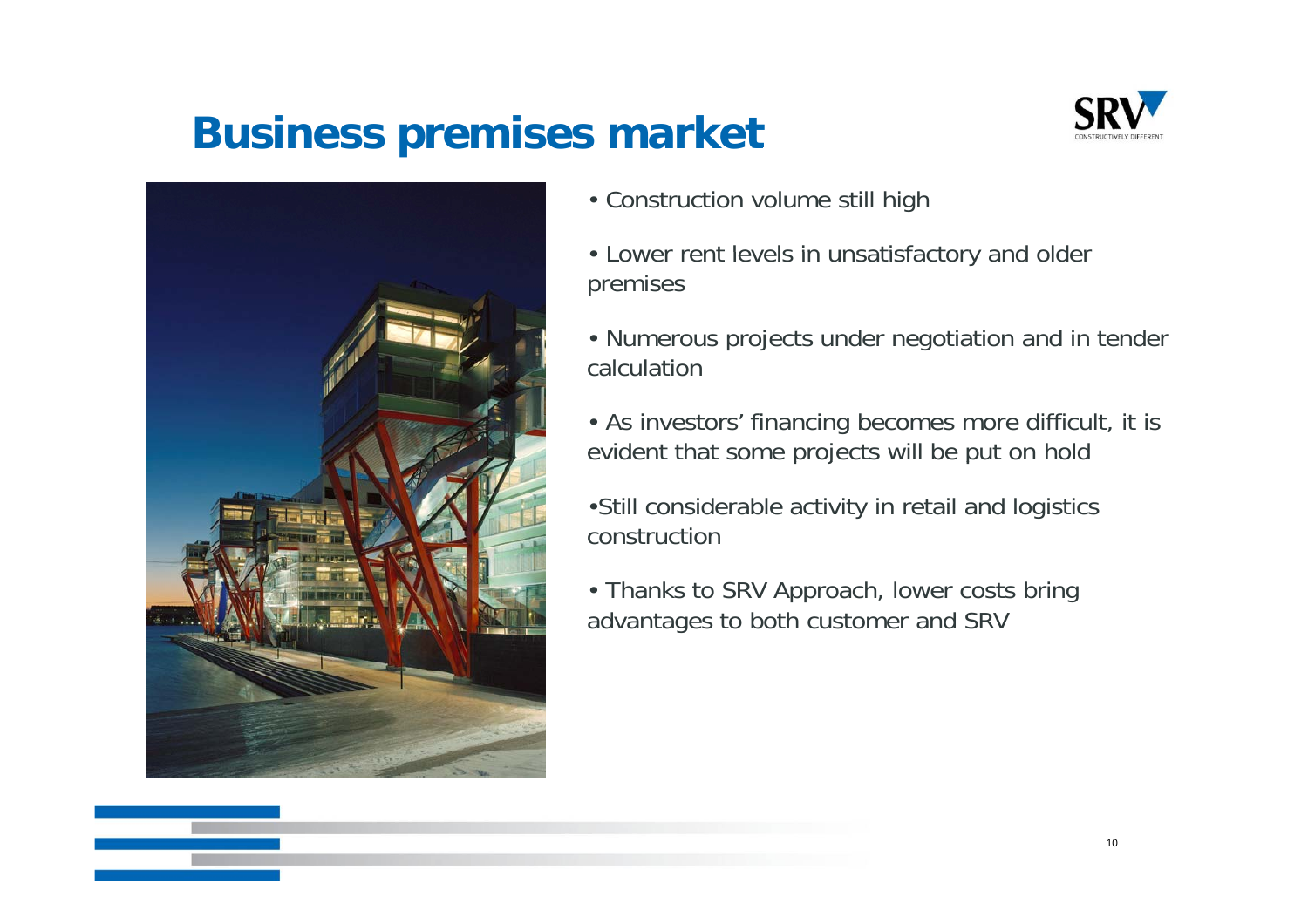# Business premises market

- Construction volume still high
- Lower rent levels in unsatisfactory and older premises
- Numerous projects under negotiation and in tender calculation
- As investors' financing becomes more difficult, it is evident that some projects will be put on hold
- Still considerable activity in retail and logistics construction
- Thanks to SRV Approach, lower costs bring advantages to both customer and SRV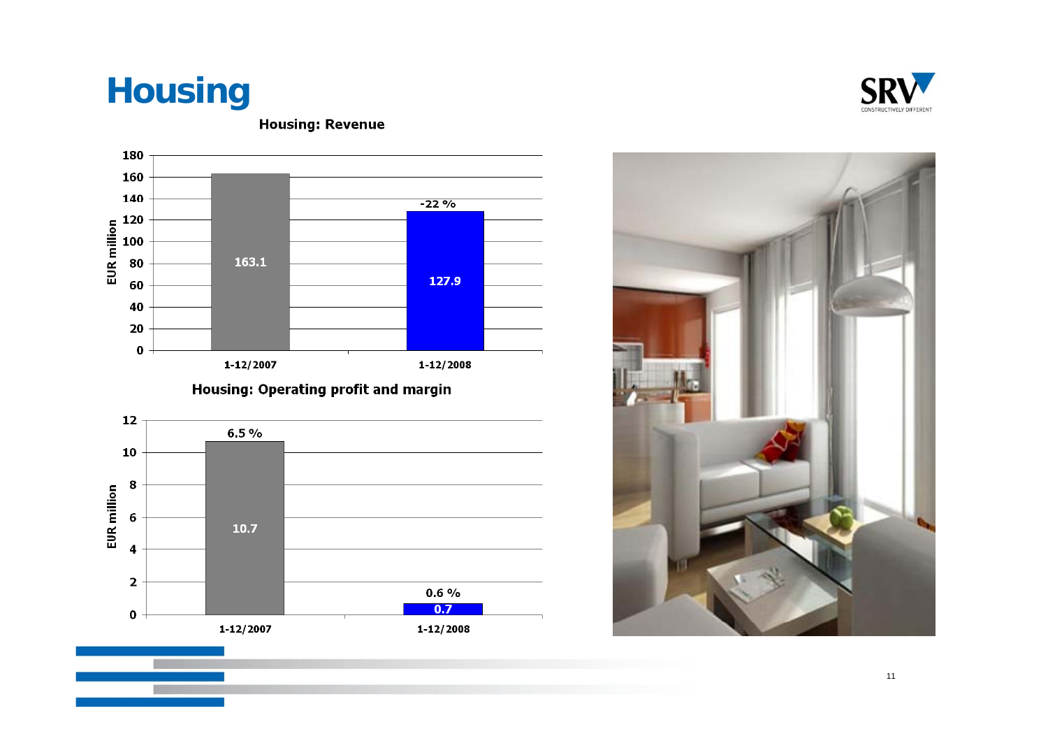# Housing

**Housing: Revenue**

| | 1-12/2007 | 1-12/2008 |
|---|---|---|
| EUR million | 163.1 | 127.9 |
| Change | | -22 % |

**Housing: Operating profit and margin**

| | 1-12/2007 | 1-12/2008 |
|---|---|---|
| EUR million | 10.7 | 0.7 |
| Margin | 6.5 % | 0.6 % |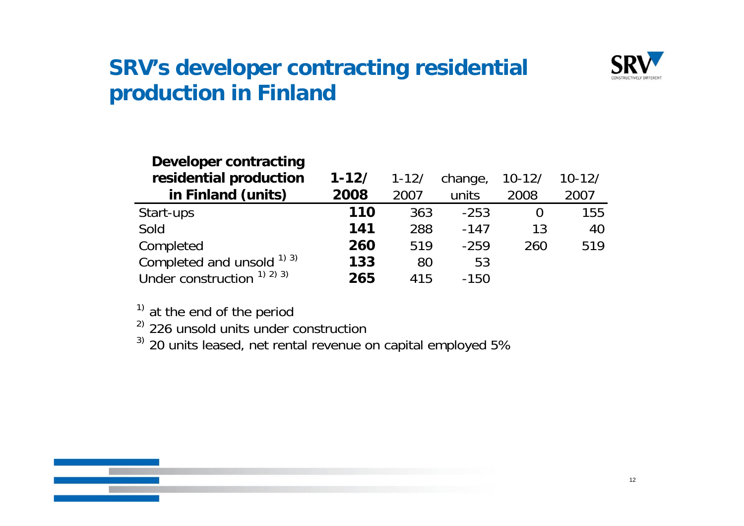# SRV's developer contracting residential production in Finland

| Developer contracting residential production in Finland (units) | **1-12/ 2008** | 1-12/ 2007 | change, units | 10-12/ 2008 | 10-12/ 2007 |
|---|---|---|---|---|---|
| Start-ups | **110** | 363 | -253 | 0 | 155 |
| Sold | **141** | 288 | -147 | 13 | 40 |
| Completed | **260** | 519 | -259 | 260 | 519 |
| Completed and unsold [1) 3)] | **133** | 80 | 53 | | |
| Under construction [1) 2) 3)] | **265** | 415 | -150 | | |

[1)] at the end of the period

[2)] 226 unsold units under construction

[3)] 20 units leased, net rental revenue on capital employed 5%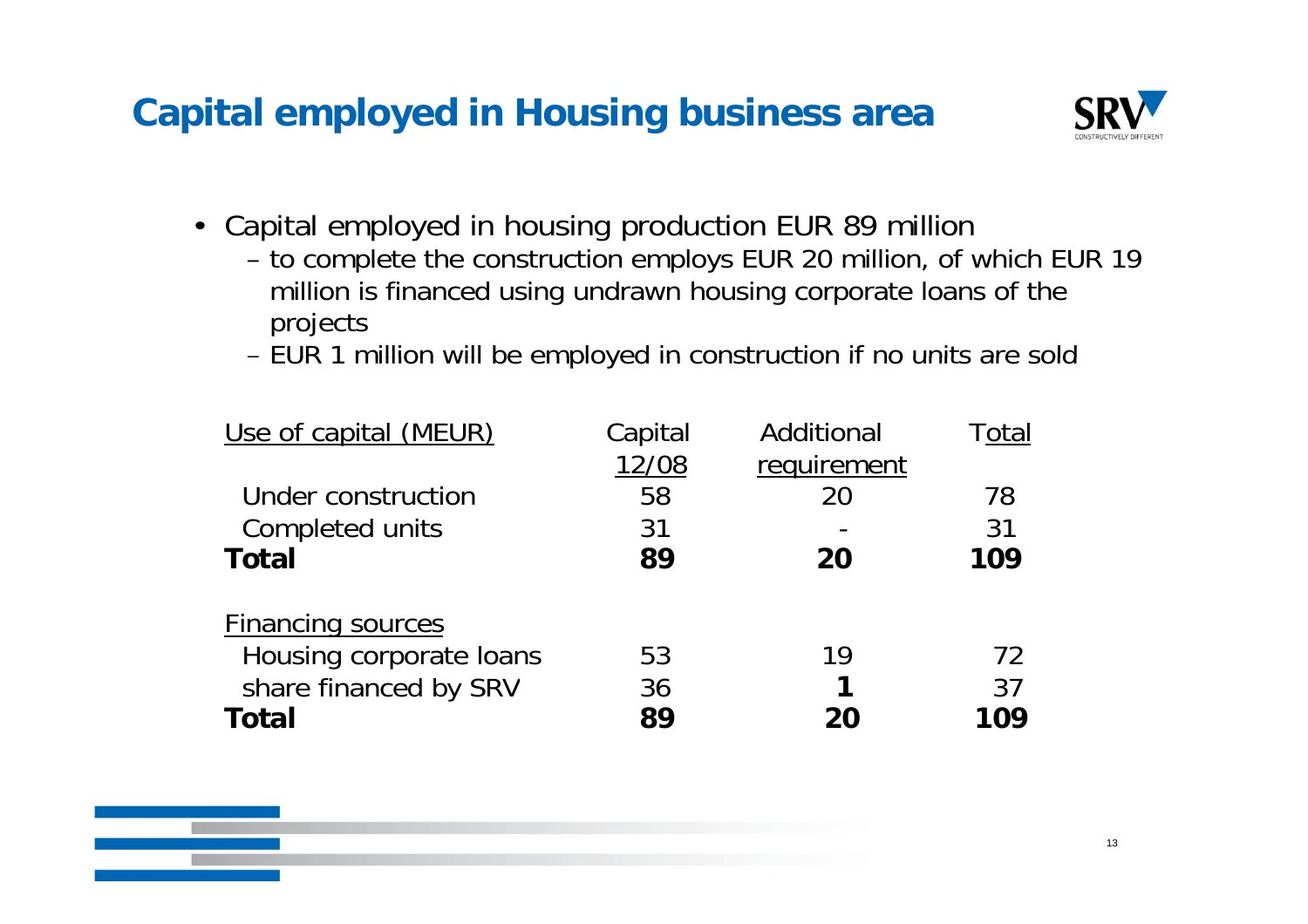# Capital employed in Housing business area

- Capital employed in housing production EUR 89 million
  - to complete the construction employs EUR 20 million, of which EUR 19 million is financed using undrawn housing corporate loans of the projects
  - EUR 1 million will be employed in construction if no units are sold

| Use of capital (MEUR) | Capital 12/08 | Additional requirement | Total |
|---|---|---|---|
| Under construction | 58 | 20 | 78 |
| Completed units | 31 | - | 31 |
| **Total** | **89** | **20** | **109** |
| | | | |
| Financing sources | | | |
| Housing corporate loans | 53 | 19 | 72 |
| share financed by SRV | 36 | **1** | 37 |
| **Total** | **89** | **20** | **109** |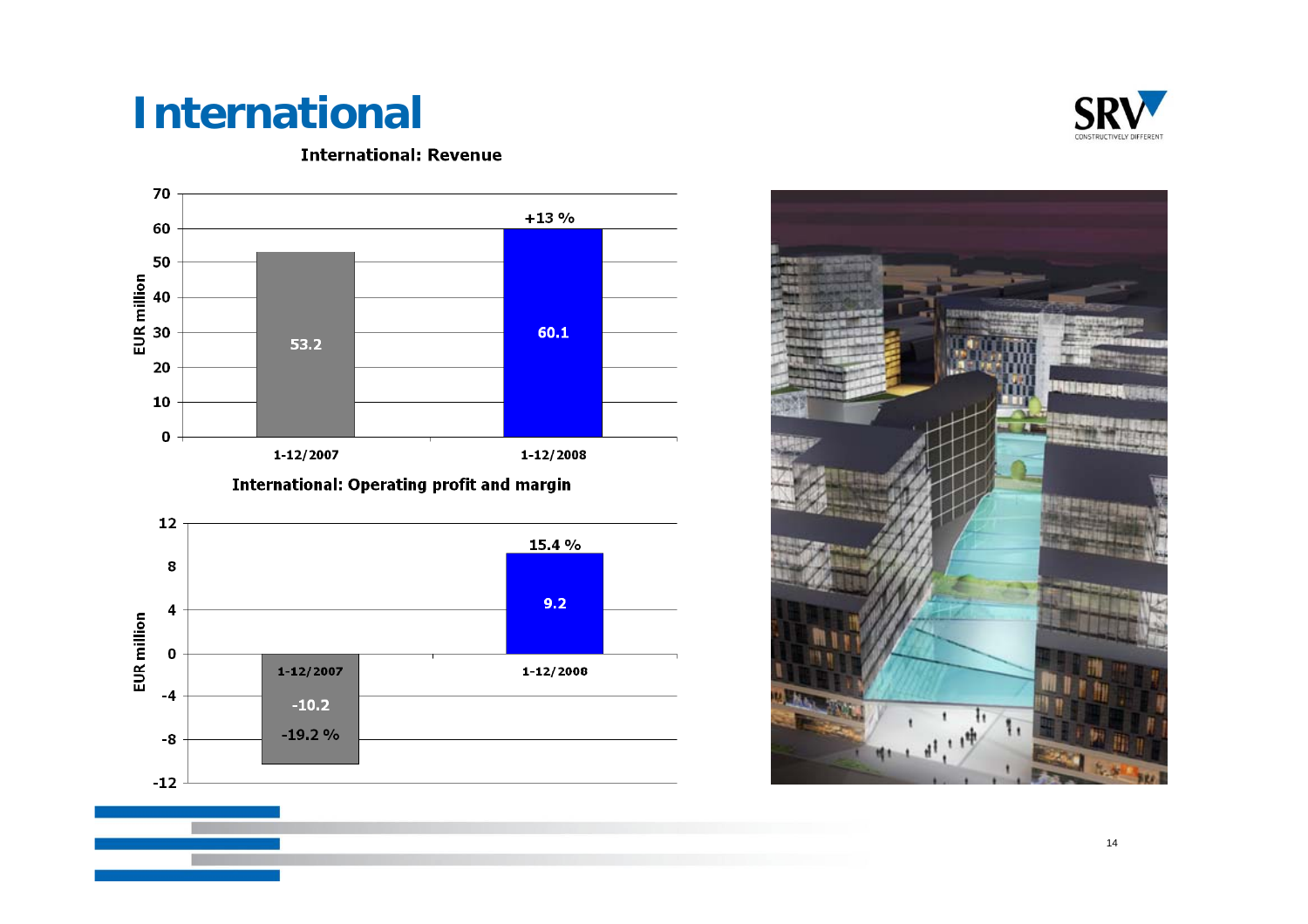# International

## International: Revenue

| EUR million | 1-12/2007 | 1-12/2008 |
|---|---|---|
| Revenue | 53.2 | 60.1 |
| Change | | +13 % |

## International: Operating profit and margin

| EUR million | 1-12/2007 | 1-12/2008 |
|---|---|---|
| Operating profit | -10.2 | 9.2 |
| Margin | -19.2 % | 15.4 % |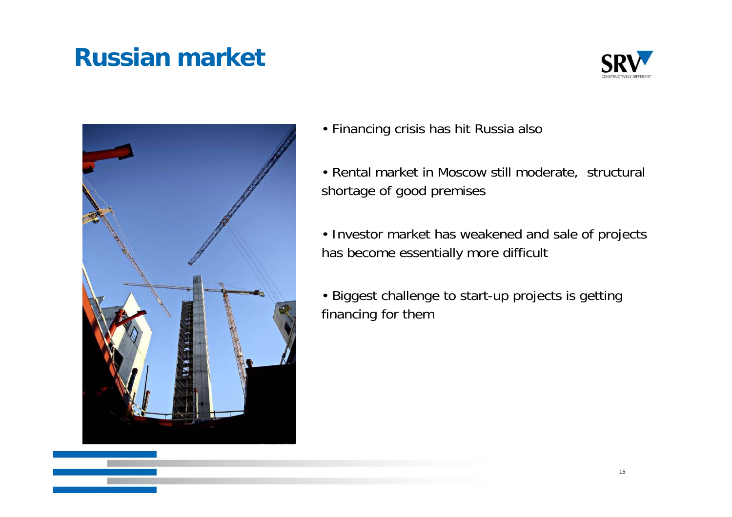# Russian market

- Financing crisis has hit Russia also
- Rental market in Moscow still moderate, structural shortage of good premises
- Investor market has weakened and sale of projects has become essentially more difficult
- Biggest challenge to start-up projects is getting financing for them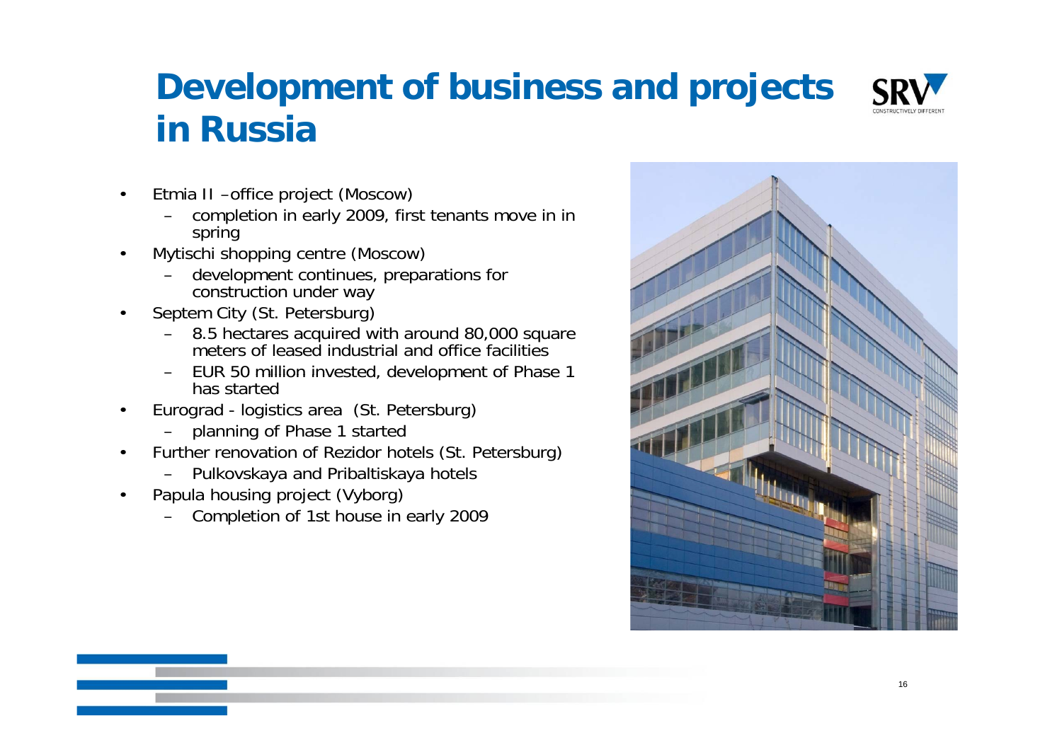# Development of business and projects in Russia

- Etmia II –office project (Moscow)
  - completion in early 2009, first tenants move in in spring
- Mytischi shopping centre (Moscow)
  - development continues, preparations for construction under way
- Septem City (St. Petersburg)
  - 8.5 hectares acquired with around 80,000 square meters of leased industrial and office facilities
  - EUR 50 million invested, development of Phase 1 has started
- Eurograd - logistics area (St. Petersburg)
  - planning of Phase 1 started
- Further renovation of Rezidor hotels (St. Petersburg)
  - Pulkovskaya and Pribaltiskaya hotels
- Papula housing project (Vyborg)
  - Completion of 1st house in early 2009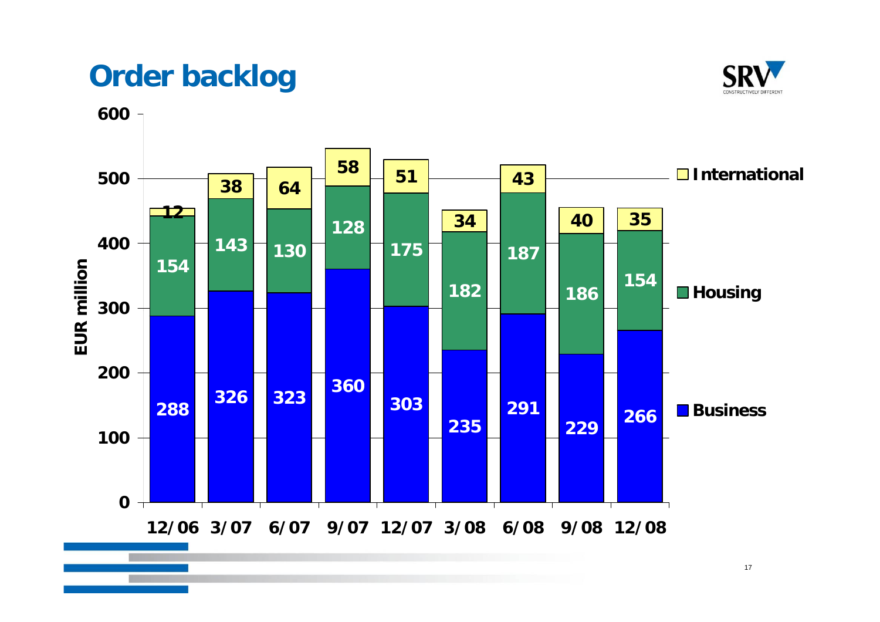# Order backlog

EUR million

| | 12/06 | 3/07 | 6/07 | 9/07 | 12/07 | 3/08 | 6/08 | 9/08 | 12/08 |
|---|---|---|---|---|---|---|---|---|---|
| International | 12 | 38 | 64 | 58 | 51 | 34 | 43 | 40 | 35 |
| Housing | 154 | 143 | 130 | 128 | 175 | 182 | 187 | 186 | 154 |
| Business | 288 | 326 | 323 | 360 | 303 | 235 | 291 | 229 | 266 |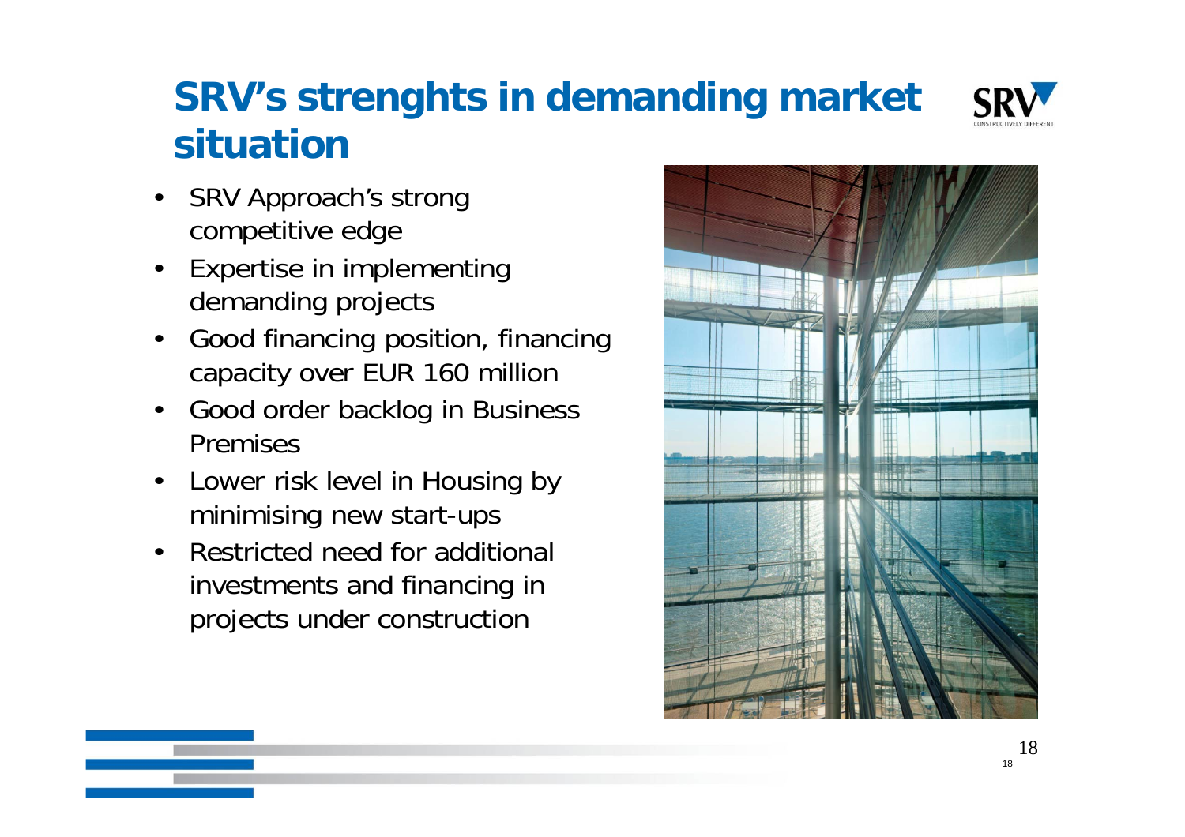# SRV's strenghts in demanding market situation

- SRV Approach's strong competitive edge
- Expertise in implementing demanding projects
- Good financing position, financing capacity over EUR 160 million
- Good order backlog in Business Premises
- Lower risk level in Housing by minimising new start-ups
- Restricted need for additional investments and financing in projects under construction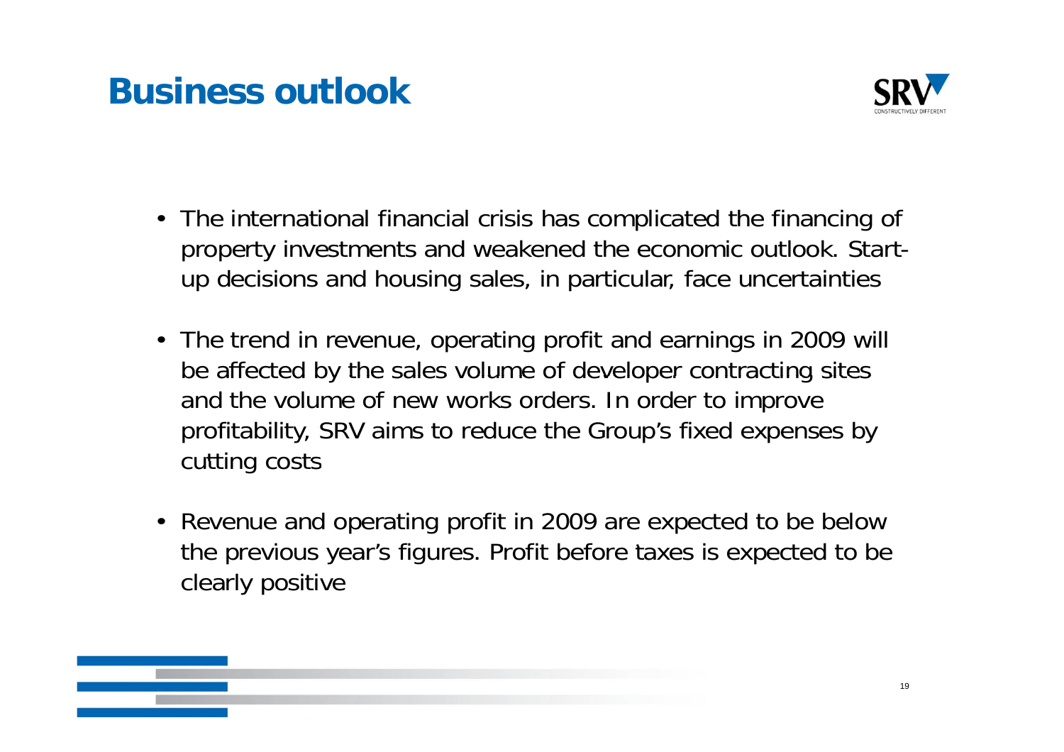# Business outlook

- The international financial crisis has complicated the financing of property investments and weakened the economic outlook. Start-up decisions and housing sales, in particular, face uncertainties
- The trend in revenue, operating profit and earnings in 2009 will be affected by the sales volume of developer contracting sites and the volume of new works orders. In order to improve profitability, SRV aims to reduce the Group's fixed expenses by cutting costs
- Revenue and operating profit in 2009 are expected to be below the previous year's figures. Profit before taxes is expected to be clearly positive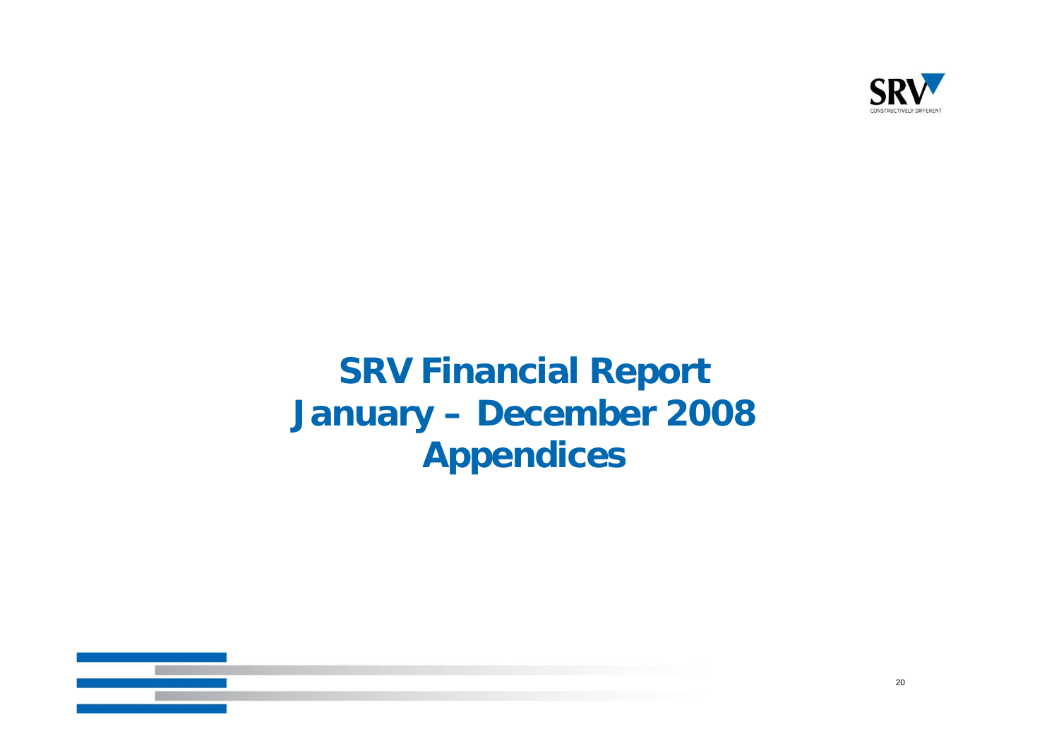# SRV Financial Report
# January – December 2008
# Appendices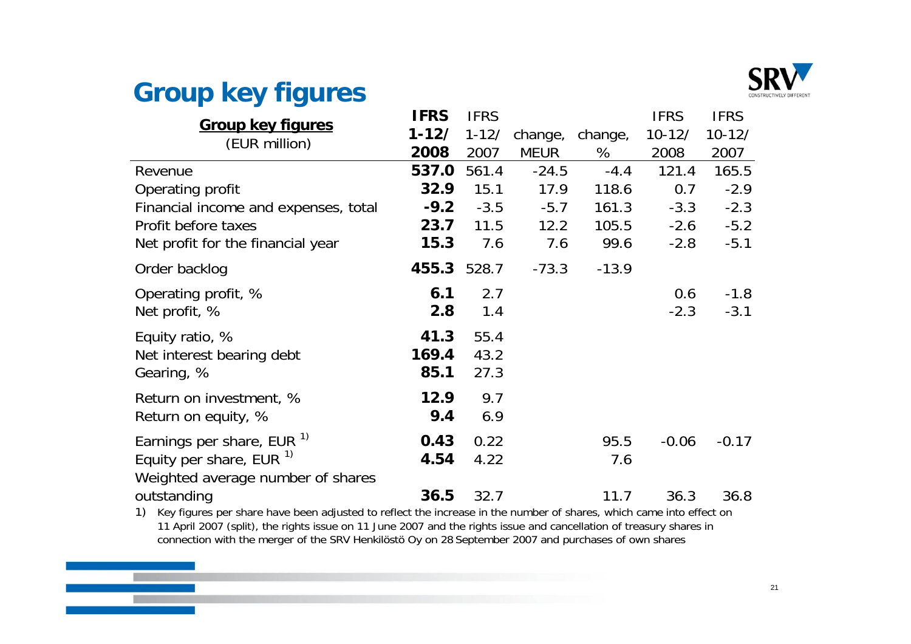# Group key figures

| **Group key figures** (EUR million) | **IFRS 1-12/ 2008** | IFRS 1-12/ 2007 | change, MEUR | change, % | IFRS 10-12/ 2008 | IFRS 10-12/ 2007 |
|---|---|---|---|---|---|---|
| Revenue | **537.0** | 561.4 | -24.5 | -4.4 | 121.4 | 165.5 |
| Operating profit | **32.9** | 15.1 | 17.9 | 118.6 | 0.7 | -2.9 |
| Financial income and expenses, total | **-9.2** | -3.5 | -5.7 | 161.3 | -3.3 | -2.3 |
| Profit before taxes | **23.7** | 11.5 | 12.2 | 105.5 | -2.6 | -5.2 |
| Net profit for the financial year | **15.3** | 7.6 | 7.6 | 99.6 | -2.8 | -5.1 |
| Order backlog | **455.3** | 528.7 | -73.3 | -13.9 | | |
| Operating profit, % | **6.1** | 2.7 | | | 0.6 | -1.8 |
| Net profit, % | **2.8** | 1.4 | | | -2.3 | -3.1 |
| Equity ratio, % | **41.3** | 55.4 | | | | |
| Net interest bearing debt | **169.4** | 43.2 | | | | |
| Gearing, % | **85.1** | 27.3 | | | | |
| Return on investment, % | **12.9** | 9.7 | | | | |
| Return on equity, % | **9.4** | 6.9 | | | | |
| Earnings per share, EUR [1) ] | **0.43** | 0.22 | | 95.5 | -0.06 | -0.17 |
| Equity per share, EUR [1) ] | **4.54** | 4.22 | | 7.6 | | |
| Weighted average number of shares outstanding | **36.5** | 32.7 | | 11.7 | 36.3 | 36.8 |

1) Key figures per share have been adjusted to reflect the increase in the number of shares, which came into effect on 11 April 2007 (split), the rights issue on 11 June 2007 and the rights issue and cancellation of treasury shares in connection with the merger of the SRV Henkilöstö Oy on 28 September 2007 and purchases of own shares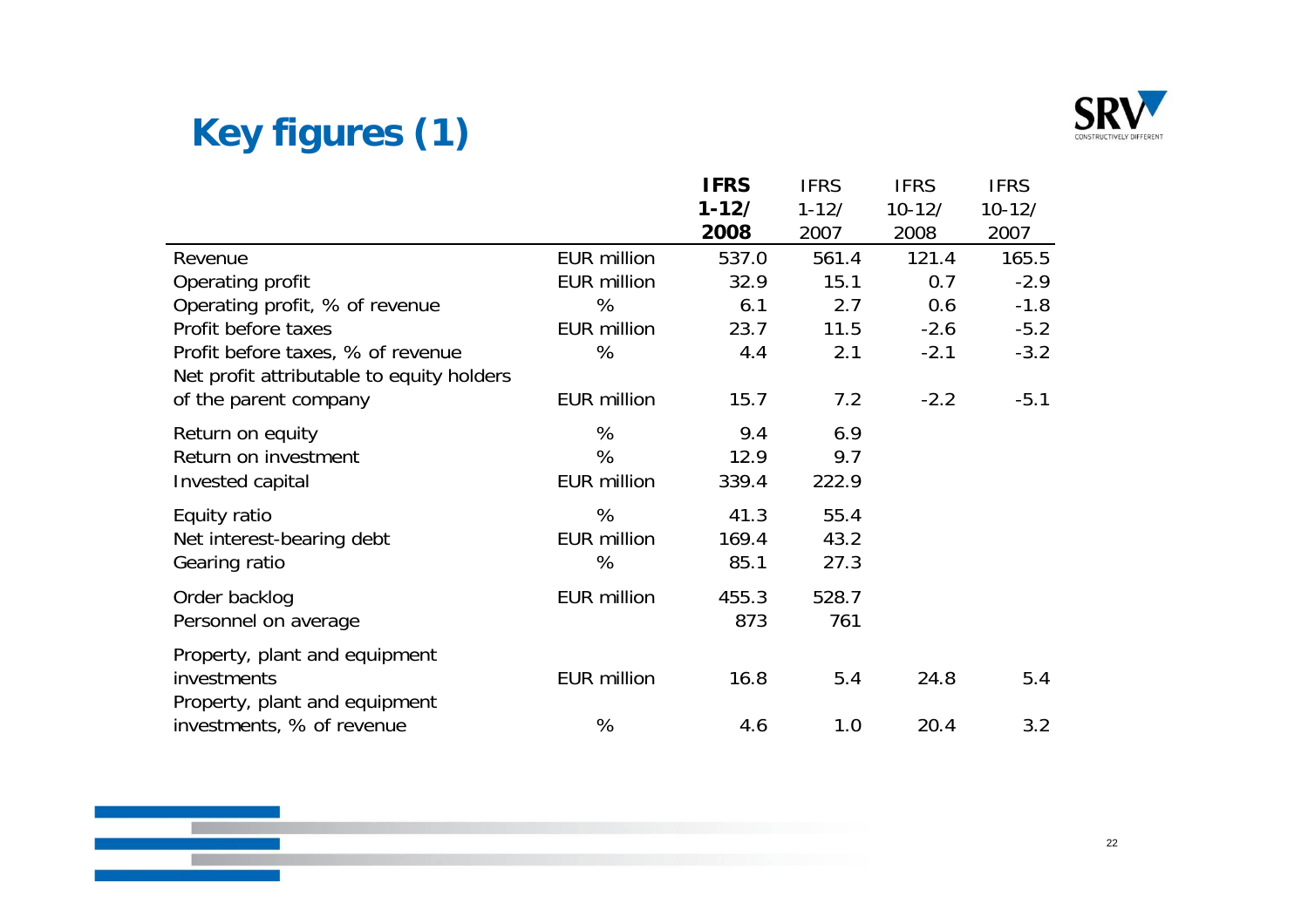# Key figures (1)

| | | **IFRS 1-12/ 2008** | IFRS 1-12/ 2007 | IFRS 10-12/ 2008 | IFRS 10-12/ 2007 |
|---|---|---|---|---|---|
| Revenue | EUR million | 537.0 | 561.4 | 121.4 | 165.5 |
| Operating profit | EUR million | 32.9 | 15.1 | 0.7 | -2.9 |
| Operating profit, % of revenue | % | 6.1 | 2.7 | 0.6 | -1.8 |
| Profit before taxes | EUR million | 23.7 | 11.5 | -2.6 | -5.2 |
| Profit before taxes, % of revenue | % | 4.4 | 2.1 | -2.1 | -3.2 |
| Net profit attributable to equity holders of the parent company | EUR million | 15.7 | 7.2 | -2.2 | -5.1 |
| Return on equity | % | 9.4 | 6.9 | | |
| Return on investment | % | 12.9 | 9.7 | | |
| Invested capital | EUR million | 339.4 | 222.9 | | |
| Equity ratio | % | 41.3 | 55.4 | | |
| Net interest-bearing debt | EUR million | 169.4 | 43.2 | | |
| Gearing ratio | % | 85.1 | 27.3 | | |
| Order backlog | EUR million | 455.3 | 528.7 | | |
| Personnel on average | | 873 | 761 | | |
| Property, plant and equipment investments | EUR million | 16.8 | 5.4 | 24.8 | 5.4 |
| Property, plant and equipment investments, % of revenue | % | 4.6 | 1.0 | 20.4 | 3.2 |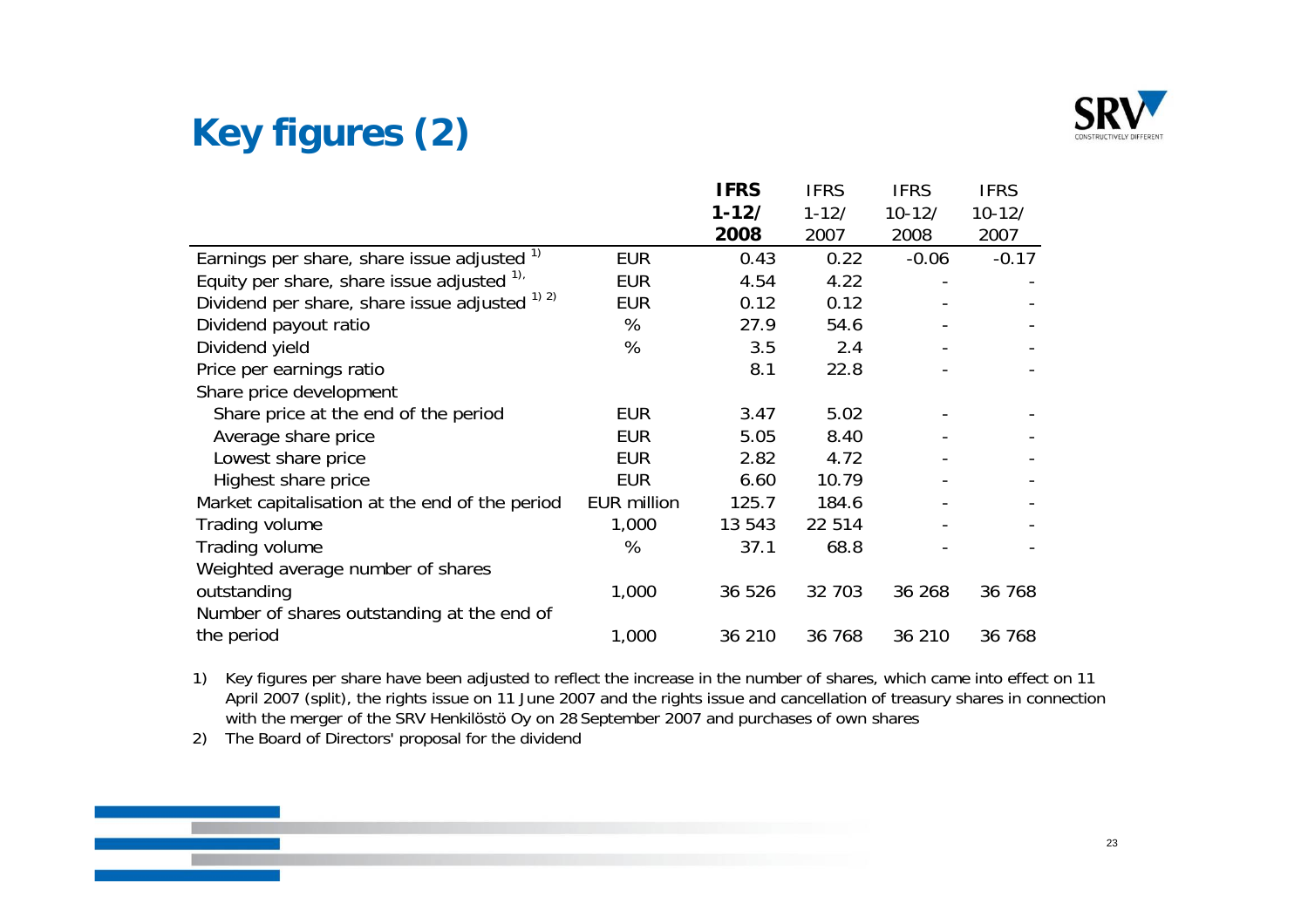# Key figures (2)

| | | IFRS 1-12/ 2008 | IFRS 1-12/ 2007 | IFRS 10-12/ 2008 | IFRS 10-12/ 2007 |
|---|---|---|---|---|---|
| Earnings per share, share issue adjusted [1] | EUR | 0.43 | 0.22 | -0.06 | -0.17 |
| Equity per share, share issue adjusted [1], | EUR | 4.54 | 4.22 | - | - |
| Dividend per share, share issue adjusted [1] [2] | EUR | 0.12 | 0.12 | - | - |
| Dividend payout ratio | % | 27.9 | 54.6 | - | - |
| Dividend yield | % | 3.5 | 2.4 | - | - |
| Price per earnings ratio | | 8.1 | 22.8 | - | - |
| Share price development | | | | | |
| Share price at the end of the period | EUR | 3.47 | 5.02 | - | - |
| Average share price | EUR | 5.05 | 8.40 | - | - |
| Lowest share price | EUR | 2.82 | 4.72 | - | - |
| Highest share price | EUR | 6.60 | 10.79 | - | - |
| Market capitalisation at the end of the period | EUR million | 125.7 | 184.6 | - | - |
| Trading volume | 1,000 | 13 543 | 22 514 | - | - |
| Trading volume | % | 37.1 | 68.8 | - | - |
| Weighted average number of shares outstanding | 1,000 | 36 526 | 32 703 | 36 268 | 36 768 |
| Number of shares outstanding at the end of the period | 1,000 | 36 210 | 36 768 | 36 210 | 36 768 |

1) Key figures per share have been adjusted to reflect the increase in the number of shares, which came into effect on 11 April 2007 (split), the rights issue on 11 June 2007 and the rights issue and cancellation of treasury shares in connection with the merger of the SRV Henkilöstö Oy on 28 September 2007 and purchases of own shares

2) The Board of Directors' proposal for the dividend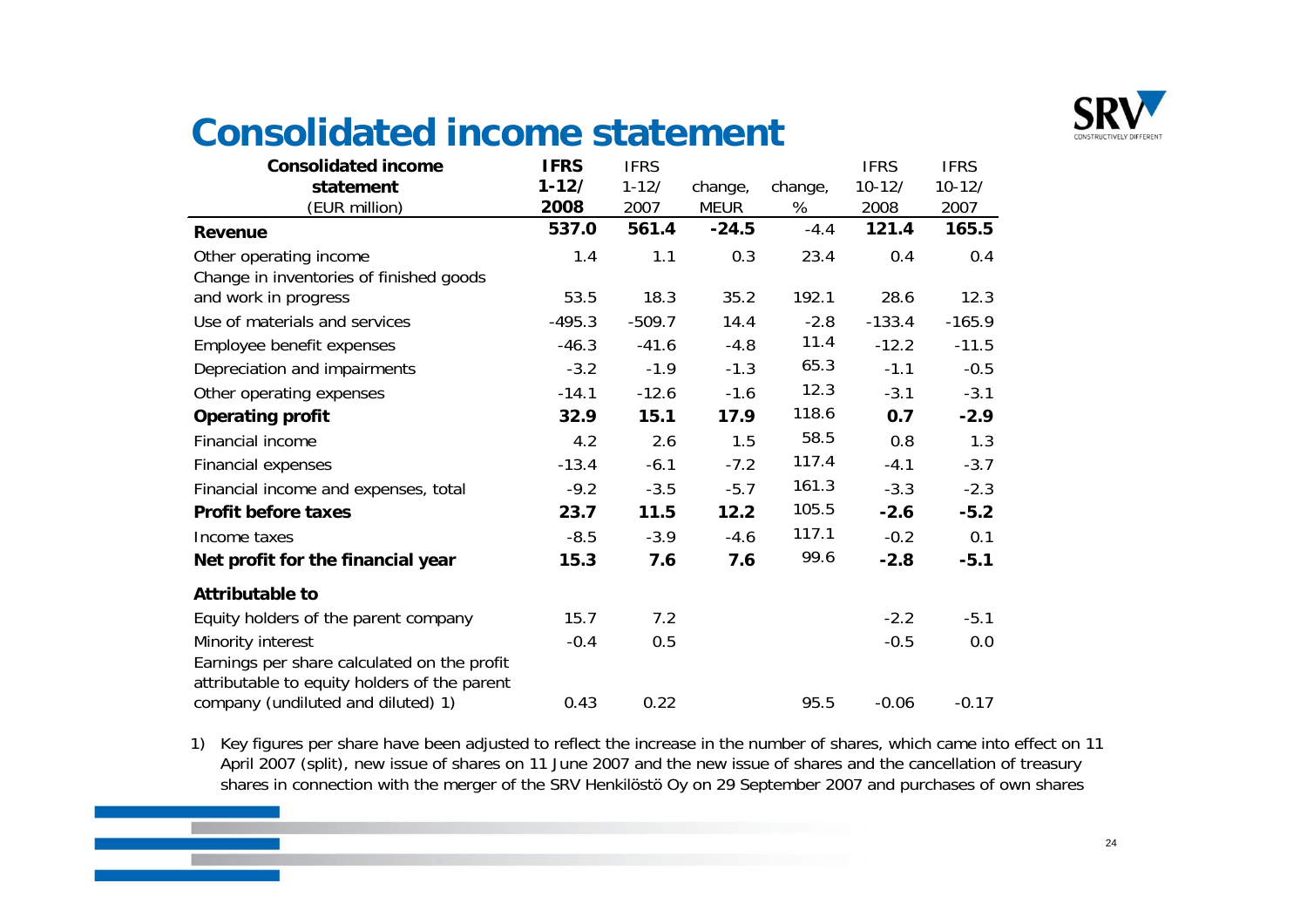# Consolidated income statement

| Consolidated income statement (EUR million) | IFRS 1-12/ 2008 | IFRS 1-12/ 2007 | change, MEUR | change, % | IFRS 10-12/ 2008 | IFRS 10-12/ 2007 |
|---|---|---|---|---|---|---|
| **Revenue** | **537.0** | **561.4** | **-24.5** | -4.4 | **121.4** | **165.5** |
| Other operating income | 1.4 | 1.1 | 0.3 | 23.4 | 0.4 | 0.4 |
| Change in inventories of finished goods and work in progress | 53.5 | 18.3 | 35.2 | 192.1 | 28.6 | 12.3 |
| Use of materials and services | -495.3 | -509.7 | 14.4 | -2.8 | -133.4 | -165.9 |
| Employee benefit expenses | -46.3 | -41.6 | -4.8 | 11.4 | -12.2 | -11.5 |
| Depreciation and impairments | -3.2 | -1.9 | -1.3 | 65.3 | -1.1 | -0.5 |
| Other operating expenses | -14.1 | -12.6 | -1.6 | 12.3 | -3.1 | -3.1 |
| **Operating profit** | **32.9** | **15.1** | **17.9** | 118.6 | **0.7** | **-2.9** |
| Financial income | 4.2 | 2.6 | 1.5 | 58.5 | 0.8 | 1.3 |
| Financial expenses | -13.4 | -6.1 | -7.2 | 117.4 | -4.1 | -3.7 |
| Financial income and expenses, total | -9.2 | -3.5 | -5.7 | 161.3 | -3.3 | -2.3 |
| **Profit before taxes** | **23.7** | **11.5** | **12.2** | 105.5 | **-2.6** | **-5.2** |
| Income taxes | -8.5 | -3.9 | -4.6 | 117.1 | -0.2 | 0.1 |
| **Net profit for the financial year** | **15.3** | **7.6** | **7.6** | 99.6 | **-2.8** | **-5.1** |
| **Attributable to** | | | | | | |
| Equity holders of the parent company | 15.7 | 7.2 | | | -2.2 | -5.1 |
| Minority interest | -0.4 | 0.5 | | | -0.5 | 0.0 |
| Earnings per share calculated on the profit attributable to equity holders of the parent company (undiluted and diluted) 1) | 0.43 | 0.22 | | 95.5 | -0.06 | -0.17 |

1) Key figures per share have been adjusted to reflect the increase in the number of shares, which came into effect on 11 April 2007 (split), new issue of shares on 11 June 2007 and the new issue of shares and the cancellation of treasury shares in connection with the merger of the SRV Henkilöstö Oy on 29 September 2007 and purchases of own shares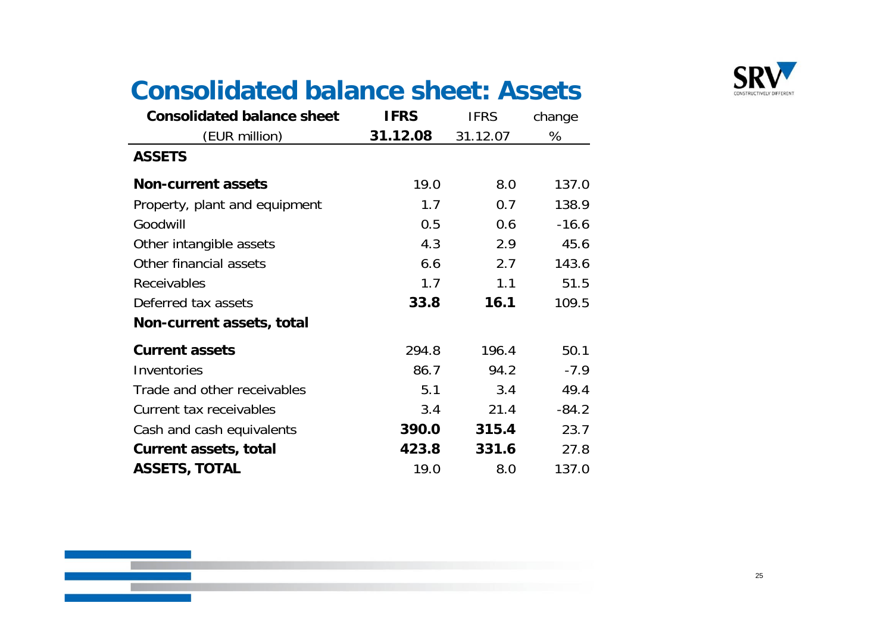# Consolidated balance sheet: Assets

| Consolidated balance sheet (EUR million) | IFRS 31.12.08 | IFRS 31.12.07 | change % |
|---|---|---|---|
| **ASSETS** | | | |
| **Non-current assets** | 19.0 | 8.0 | 137.0 |
| Property, plant and equipment | 1.7 | 0.7 | 138.9 |
| Goodwill | 0.5 | 0.6 | -16.6 |
| Other intangible assets | 4.3 | 2.9 | 45.6 |
| Other financial assets | 6.6 | 2.7 | 143.6 |
| Receivables | 1.7 | 1.1 | 51.5 |
| Deferred tax assets | **33.8** | **16.1** | 109.5 |
| **Non-current assets, total** | | | |
| **Current assets** | 294.8 | 196.4 | 50.1 |
| Inventories | 86.7 | 94.2 | -7.9 |
| Trade and other receivables | 5.1 | 3.4 | 49.4 |
| Current tax receivables | 3.4 | 21.4 | -84.2 |
| Cash and cash equivalents | **390.0** | **315.4** | 23.7 |
| **Current assets, total** | **423.8** | **331.6** | 27.8 |
| **ASSETS, TOTAL** | 19.0 | 8.0 | 137.0 |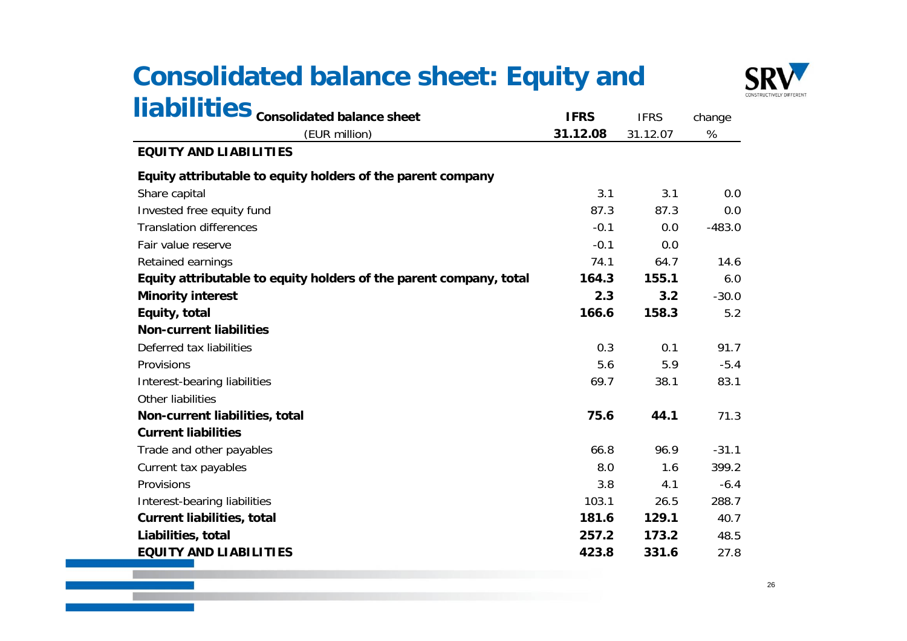# Consolidated balance sheet: Equity and liabilities

| Consolidated balance sheet (EUR million) | IFRS 31.12.08 | IFRS 31.12.07 | change % |
|---|---|---|---|
| **EQUITY AND LIABILITIES** | | | |
| **Equity attributable to equity holders of the parent company** | | | |
| Share capital | 3.1 | 3.1 | 0.0 |
| Invested free equity fund | 87.3 | 87.3 | 0.0 |
| Translation differences | -0.1 | 0.0 | -483.0 |
| Fair value reserve | -0.1 | 0.0 | |
| Retained earnings | 74.1 | 64.7 | 14.6 |
| **Equity attributable to equity holders of the parent company, total** | **164.3** | **155.1** | 6.0 |
| **Minority interest** | **2.3** | **3.2** | -30.0 |
| **Equity, total** | **166.6** | **158.3** | 5.2 |
| **Non-current liabilities** | | | |
| Deferred tax liabilities | 0.3 | 0.1 | 91.7 |
| Provisions | 5.6 | 5.9 | -5.4 |
| Interest-bearing liabilities | 69.7 | 38.1 | 83.1 |
| Other liabilities | | | |
| **Non-current liabilities, total** | **75.6** | **44.1** | 71.3 |
| **Current liabilities** | | | |
| Trade and other payables | 66.8 | 96.9 | -31.1 |
| Current tax payables | 8.0 | 1.6 | 399.2 |
| Provisions | 3.8 | 4.1 | -6.4 |
| Interest-bearing liabilities | 103.1 | 26.5 | 288.7 |
| **Current liabilities, total** | **181.6** | **129.1** | 40.7 |
| **Liabilities, total** | **257.2** | **173.2** | 48.5 |
| **EQUITY AND LIABILITIES** | **423.8** | **331.6** | 27.8 |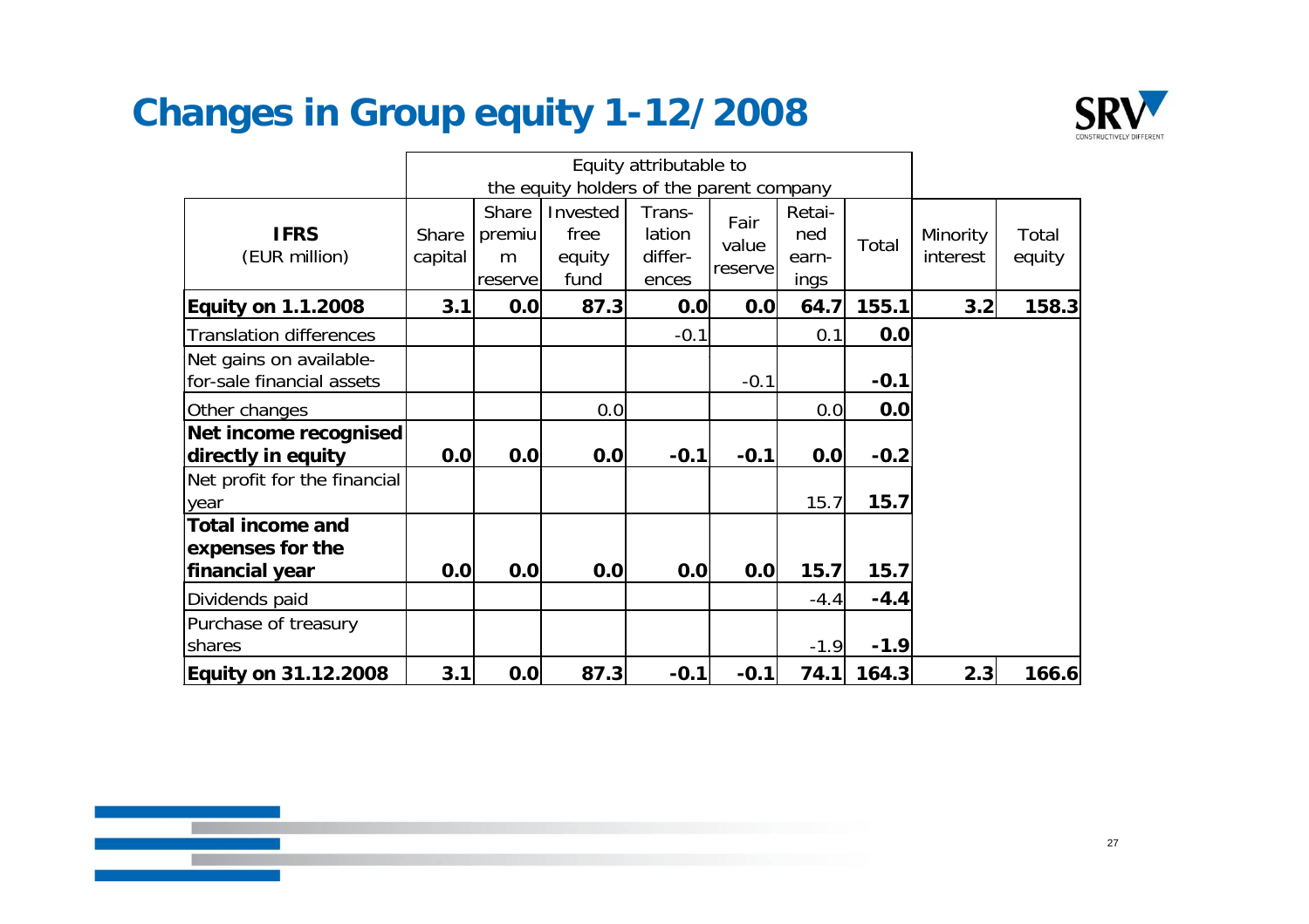# Changes in Group equity 1-12/2008

| IFRS (EUR million) | Equity attributable to the equity holders of the parent company | | | | | | | | |
|---|---|---|---|---|---|---|---|---|---|
| | Share capital | Share premium reserve | Invested free equity fund | Trans-lation differ-ences | Fair value reserve | Retai-ned earn-ings | Total | Minority interest | Total equity |
| **Equity on 1.1.2008** | **3.1** | **0.0** | **87.3** | **0.0** | **0.0** | **64.7** | **155.1** | **3.2** | **158.3** |
| Translation differences | | | | -0.1 | | 0.1 | **0.0** | | |
| Net gains on available-for-sale financial assets | | | | | -0.1 | | **-0.1** | | |
| Other changes | | | 0.0 | | | 0.0 | **0.0** | | |
| **Net income recognised directly in equity** | **0.0** | **0.0** | **0.0** | **-0.1** | **-0.1** | **0.0** | **-0.2** | | |
| Net profit for the financial year | | | | | | 15.7 | **15.7** | | |
| **Total income and expenses for the financial year** | **0.0** | **0.0** | **0.0** | **0.0** | **0.0** | **15.7** | **15.7** | | |
| Dividends paid | | | | | | -4.4 | **-4.4** | | |
| Purchase of treasury shares | | | | | | -1.9 | **-1.9** | | |
| **Equity on 31.12.2008** | **3.1** | **0.0** | **87.3** | **-0.1** | **-0.1** | **74.1** | **164.3** | **2.3** | **166.6** |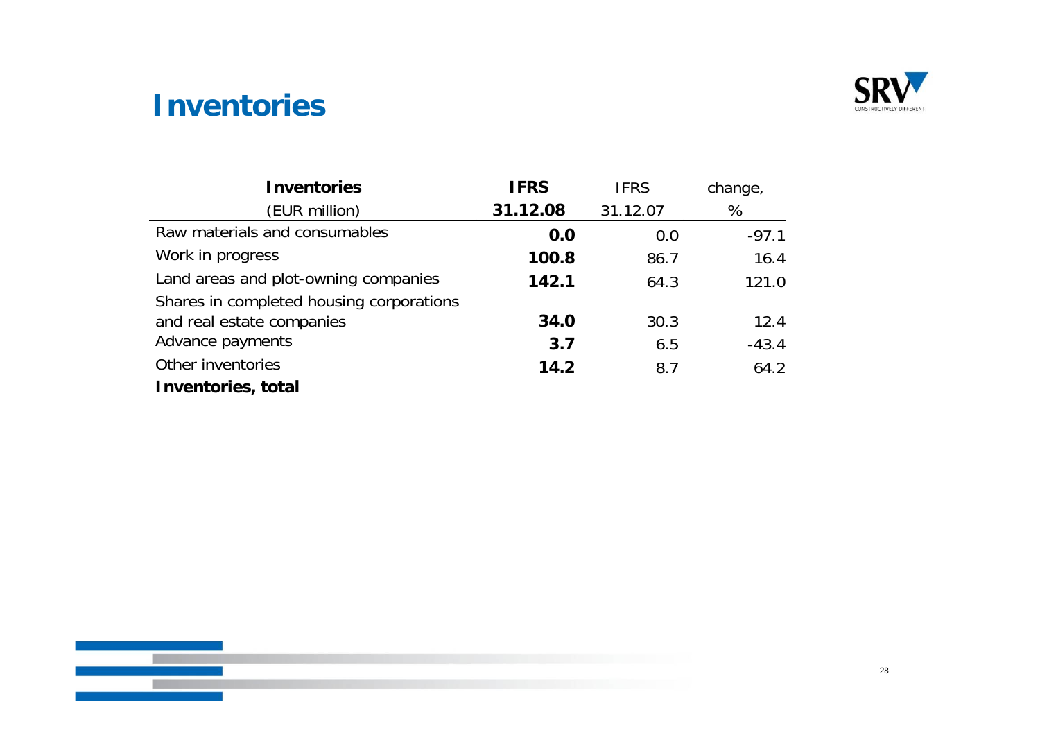# Inventories

| Inventories (EUR million) | IFRS 31.12.08 | IFRS 31.12.07 | change, % |
|---|---|---|---|
| Raw materials and consumables | **0.0** | 0.0 | -97.1 |
| Work in progress | **100.8** | 86.7 | 16.4 |
| Land areas and plot-owning companies | **142.1** | 64.3 | 121.0 |
| Shares in completed housing corporations and real estate companies | **34.0** | 30.3 | 12.4 |
| Advance payments | **3.7** | 6.5 | -43.4 |
| Other inventories | **14.2** | 8.7 | 64.2 |
| **Inventories, total** | | | |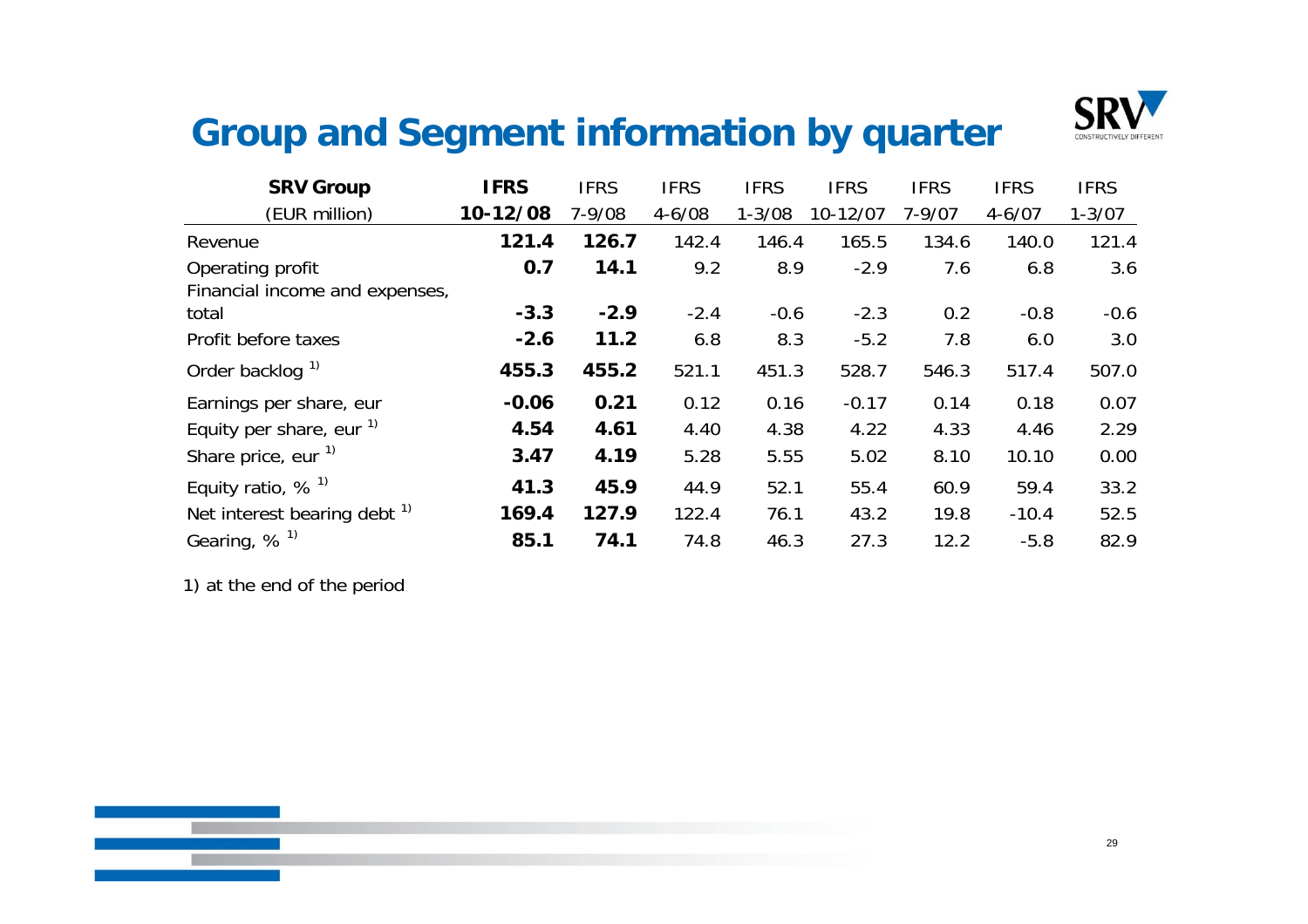# Group and Segment information by quarter

| SRV Group<br>(EUR million) | **IFRS<br>10-12/08** | IFRS<br>7-9/08 | IFRS<br>4-6/08 | IFRS<br>1-3/08 | IFRS<br>10-12/07 | IFRS<br>7-9/07 | IFRS<br>4-6/07 | IFRS<br>1-3/07 |
|---|---|---|---|---|---|---|---|---|
| Revenue | **121.4** | **126.7** | 142.4 | 146.4 | 165.5 | 134.6 | 140.0 | 121.4 |
| Operating profit | **0.7** | **14.1** | 9.2 | 8.9 | -2.9 | 7.6 | 6.8 | 3.6 |
| Financial income and expenses, total | **-3.3** | **-2.9** | -2.4 | -0.6 | -2.3 | 0.2 | -0.8 | -0.6 |
| Profit before taxes | **-2.6** | **11.2** | 6.8 | 8.3 | -5.2 | 7.8 | 6.0 | 3.0 |
| Order backlog [1)] | **455.3** | **455.2** | 521.1 | 451.3 | 528.7 | 546.3 | 517.4 | 507.0 |
| Earnings per share, eur | **-0.06** | **0.21** | 0.12 | 0.16 | -0.17 | 0.14 | 0.18 | 0.07 |
| Equity per share, eur [1)] | **4.54** | **4.61** | 4.40 | 4.38 | 4.22 | 4.33 | 4.46 | 2.29 |
| Share price, eur [1)] | **3.47** | **4.19** | 5.28 | 5.55 | 5.02 | 8.10 | 10.10 | 0.00 |
| Equity ratio, % [1)] | **41.3** | **45.9** | 44.9 | 52.1 | 55.4 | 60.9 | 59.4 | 33.2 |
| Net interest bearing debt [1)] | **169.4** | **127.9** | 122.4 | 76.1 | 43.2 | 19.8 | -10.4 | 52.5 |
| Gearing, % [1)] | **85.1** | **74.1** | 74.8 | 46.3 | 27.3 | 12.2 | -5.8 | 82.9 |

1) at the end of the period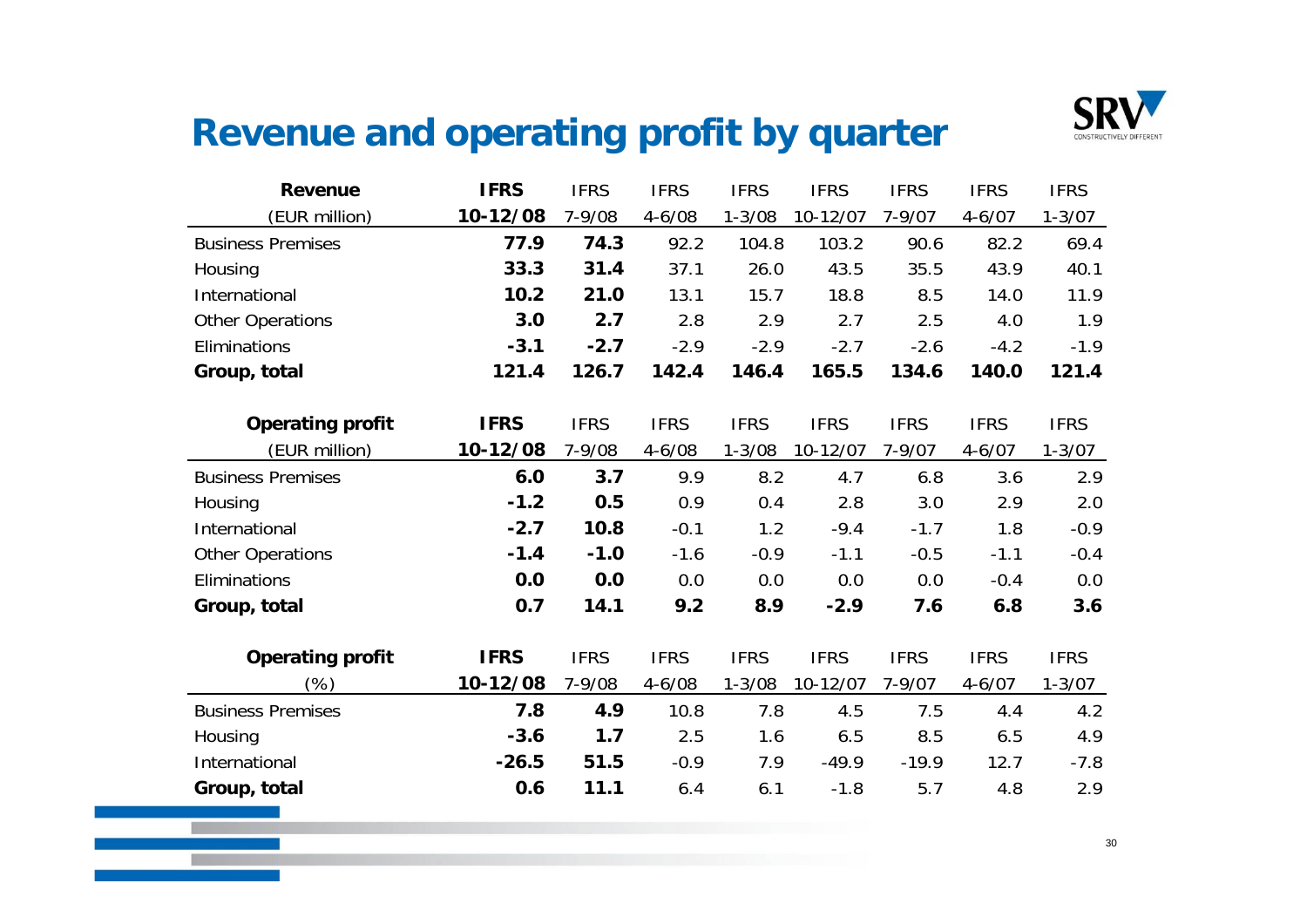# Revenue and operating profit by quarter

| Revenue (EUR million) | IFRS 10-12/08 | IFRS 7-9/08 | IFRS 4-6/08 | IFRS 1-3/08 | IFRS 10-12/07 | IFRS 7-9/07 | IFRS 4-6/07 | IFRS 1-3/07 |
|---|---|---|---|---|---|---|---|---|
| Business Premises | **77.9** | **74.3** | 92.2 | 104.8 | 103.2 | 90.6 | 82.2 | 69.4 |
| Housing | **33.3** | **31.4** | 37.1 | 26.0 | 43.5 | 35.5 | 43.9 | 40.1 |
| International | **10.2** | **21.0** | 13.1 | 15.7 | 18.8 | 8.5 | 14.0 | 11.9 |
| Other Operations | **3.0** | **2.7** | 2.8 | 2.9 | 2.7 | 2.5 | 4.0 | 1.9 |
| Eliminations | **-3.1** | **-2.7** | -2.9 | -2.9 | -2.7 | -2.6 | -4.2 | -1.9 |
| **Group, total** | **121.4** | **126.7** | **142.4** | **146.4** | **165.5** | **134.6** | **140.0** | **121.4** |

| Operating profit (EUR million) | IFRS 10-12/08 | IFRS 7-9/08 | IFRS 4-6/08 | IFRS 1-3/08 | IFRS 10-12/07 | IFRS 7-9/07 | IFRS 4-6/07 | IFRS 1-3/07 |
|---|---|---|---|---|---|---|---|---|
| Business Premises | **6.0** | **3.7** | 9.9 | 8.2 | 4.7 | 6.8 | 3.6 | 2.9 |
| Housing | **-1.2** | **0.5** | 0.9 | 0.4 | 2.8 | 3.0 | 2.9 | 2.0 |
| International | **-2.7** | **10.8** | -0.1 | 1.2 | -9.4 | -1.7 | 1.8 | -0.9 |
| Other Operations | **-1.4** | **-1.0** | -1.6 | -0.9 | -1.1 | -0.5 | -1.1 | -0.4 |
| Eliminations | **0.0** | **0.0** | 0.0 | 0.0 | 0.0 | 0.0 | -0.4 | 0.0 |
| **Group, total** | **0.7** | **14.1** | **9.2** | **8.9** | **-2.9** | **7.6** | **6.8** | **3.6** |

| Operating profit (%) | IFRS 10-12/08 | IFRS 7-9/08 | IFRS 4-6/08 | IFRS 1-3/08 | IFRS 10-12/07 | IFRS 7-9/07 | IFRS 4-6/07 | IFRS 1-3/07 |
|---|---|---|---|---|---|---|---|---|
| Business Premises | **7.8** | **4.9** | 10.8 | 7.8 | 4.5 | 7.5 | 4.4 | 4.2 |
| Housing | **-3.6** | **1.7** | 2.5 | 1.6 | 6.5 | 8.5 | 6.5 | 4.9 |
| International | **-26.5** | **51.5** | -0.9 | 7.9 | -49.9 | -19.9 | 12.7 | -7.8 |
| **Group, total** | **0.6** | **11.1** | 6.4 | 6.1 | -1.8 | 5.7 | 4.8 | 2.9 |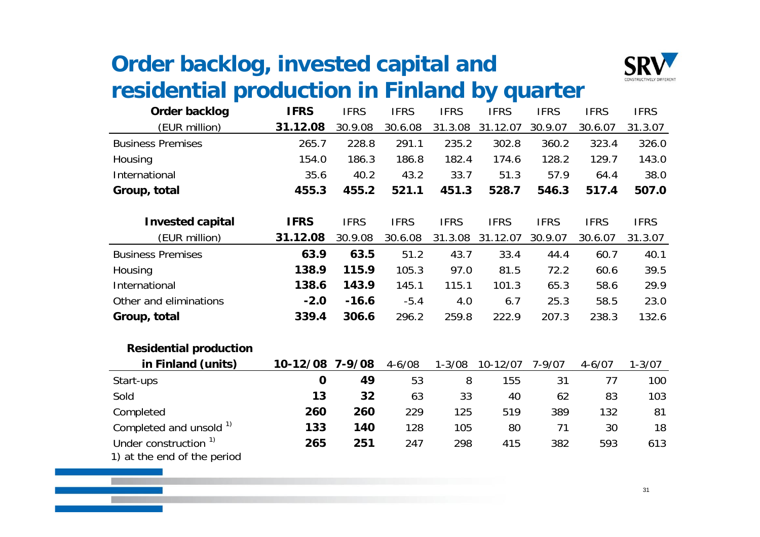# Order backlog, invested capital and residential production in Finland by quarter

| Order backlog (EUR million) | IFRS 31.12.08 | IFRS 30.9.08 | IFRS 30.6.08 | IFRS 31.3.08 | IFRS 31.12.07 | IFRS 30.9.07 | IFRS 30.6.07 | IFRS 31.3.07 |
|---|---|---|---|---|---|---|---|---|
| Business Premises | 265.7 | 228.8 | 291.1 | 235.2 | 302.8 | 360.2 | 323.4 | 326.0 |
| Housing | 154.0 | 186.3 | 186.8 | 182.4 | 174.6 | 128.2 | 129.7 | 143.0 |
| International | 35.6 | 40.2 | 43.2 | 33.7 | 51.3 | 57.9 | 64.4 | 38.0 |
| **Group, total** | **455.3** | **455.2** | **521.1** | **451.3** | **528.7** | **546.3** | **517.4** | **507.0** |

| Invested capital (EUR million) | IFRS 31.12.08 | IFRS 30.9.08 | IFRS 30.6.08 | IFRS 31.3.08 | IFRS 31.12.07 | IFRS 30.9.07 | IFRS 30.6.07 | IFRS 31.3.07 |
|---|---|---|---|---|---|---|---|---|
| Business Premises | **63.9** | **63.5** | 51.2 | 43.7 | 33.4 | 44.4 | 60.7 | 40.1 |
| Housing | **138.9** | **115.9** | 105.3 | 97.0 | 81.5 | 72.2 | 60.6 | 39.5 |
| International | **138.6** | **143.9** | 145.1 | 115.1 | 101.3 | 65.3 | 58.6 | 29.9 |
| Other and eliminations | **-2.0** | **-16.6** | -5.4 | 4.0 | 6.7 | 25.3 | 58.5 | 23.0 |
| **Group, total** | **339.4** | **306.6** | 296.2 | 259.8 | 222.9 | 207.3 | 238.3 | 132.6 |

| Residential production in Finland (units) | 10-12/08 | 7-9/08 | 4-6/08 | 1-3/08 | 10-12/07 | 7-9/07 | 4-6/07 | 1-3/07 |
|---|---|---|---|---|---|---|---|---|
| Start-ups | **0** | **49** | 53 | 8 | 155 | 31 | 77 | 100 |
| Sold | **13** | **32** | 63 | 33 | 40 | 62 | 83 | 103 |
| Completed | **260** | **260** | 229 | 125 | 519 | 389 | 132 | 81 |
| Completed and unsold [1] | **133** | **140** | 128 | 105 | 80 | 71 | 30 | 18 |
| Under construction [1] | **265** | **251** | 247 | 298 | 415 | 382 | 593 | 613 |

1) at the end of the period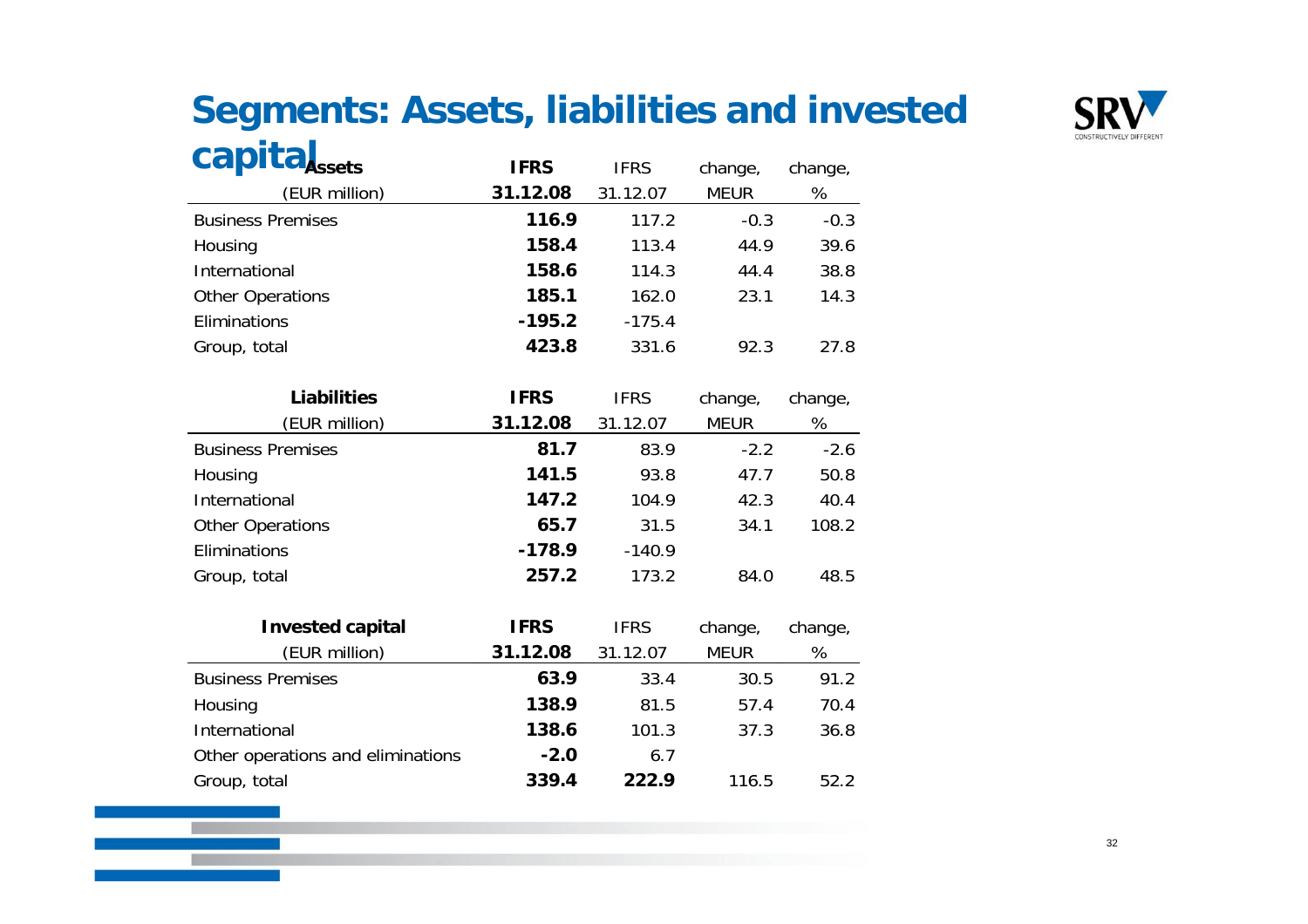# Segments: Assets, liabilities and invested capital

| Assets (EUR million) | IFRS 31.12.08 | IFRS 31.12.07 | change, MEUR | change, % |
|---|---|---|---|---|
| Business Premises | **116.9** | 117.2 | -0.3 | -0.3 |
| Housing | **158.4** | 113.4 | 44.9 | 39.6 |
| International | **158.6** | 114.3 | 44.4 | 38.8 |
| Other Operations | **185.1** | 162.0 | 23.1 | 14.3 |
| Eliminations | **-195.2** | -175.4 | | |
| Group, total | **423.8** | 331.6 | 92.3 | 27.8 |

| Liabilities (EUR million) | IFRS 31.12.08 | IFRS 31.12.07 | change, MEUR | change, % |
|---|---|---|---|---|
| Business Premises | **81.7** | 83.9 | -2.2 | -2.6 |
| Housing | **141.5** | 93.8 | 47.7 | 50.8 |
| International | **147.2** | 104.9 | 42.3 | 40.4 |
| Other Operations | **65.7** | 31.5 | 34.1 | 108.2 |
| Eliminations | **-178.9** | -140.9 | | |
| Group, total | **257.2** | 173.2 | 84.0 | 48.5 |

| Invested capital (EUR million) | IFRS 31.12.08 | IFRS 31.12.07 | change, MEUR | change, % |
|---|---|---|---|---|
| Business Premises | **63.9** | 33.4 | 30.5 | 91.2 |
| Housing | **138.9** | 81.5 | 57.4 | 70.4 |
| International | **138.6** | 101.3 | 37.3 | 36.8 |
| Other operations and eliminations | **-2.0** | 6.7 | | |
| Group, total | **339.4** | **222.9** | 116.5 | 52.2 |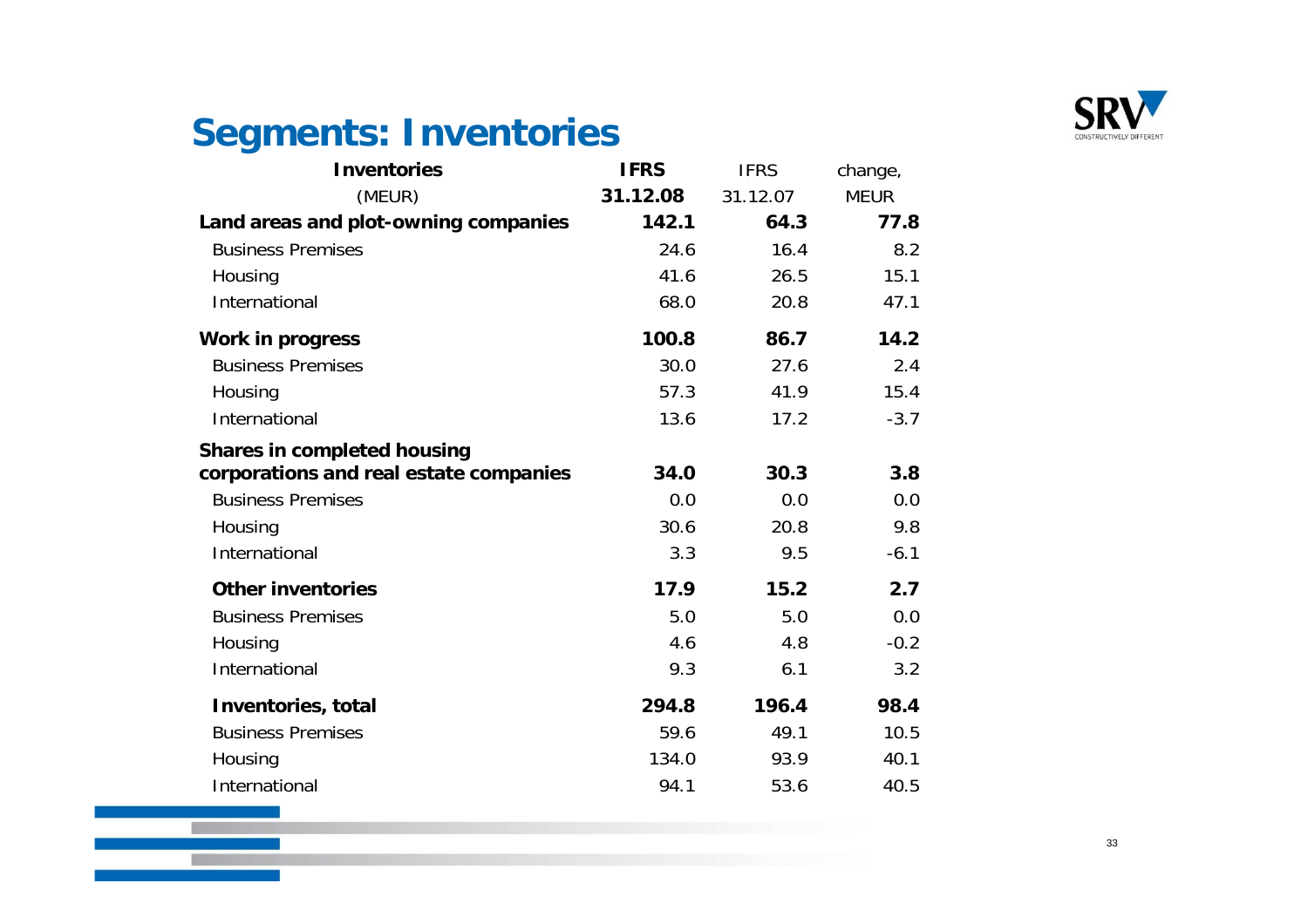# Segments: Inventories

| Inventories (MEUR) | IFRS 31.12.08 | IFRS 31.12.07 | change, MEUR |
|---|---|---|---|
| **Land areas and plot-owning companies** | **142.1** | **64.3** | **77.8** |
| Business Premises | 24.6 | 16.4 | 8.2 |
| Housing | 41.6 | 26.5 | 15.1 |
| International | 68.0 | 20.8 | 47.1 |
| **Work in progress** | **100.8** | **86.7** | **14.2** |
| Business Premises | 30.0 | 27.6 | 2.4 |
| Housing | 57.3 | 41.9 | 15.4 |
| International | 13.6 | 17.2 | -3.7 |
| **Shares in completed housing corporations and real estate companies** | **34.0** | **30.3** | **3.8** |
| Business Premises | 0.0 | 0.0 | 0.0 |
| Housing | 30.6 | 20.8 | 9.8 |
| International | 3.3 | 9.5 | -6.1 |
| **Other inventories** | **17.9** | **15.2** | **2.7** |
| Business Premises | 5.0 | 5.0 | 0.0 |
| Housing | 4.6 | 4.8 | -0.2 |
| International | 9.3 | 6.1 | 3.2 |
| **Inventories, total** | **294.8** | **196.4** | **98.4** |
| Business Premises | 59.6 | 49.1 | 10.5 |
| Housing | 134.0 | 93.9 | 40.1 |
| International | 94.1 | 53.6 | 40.5 |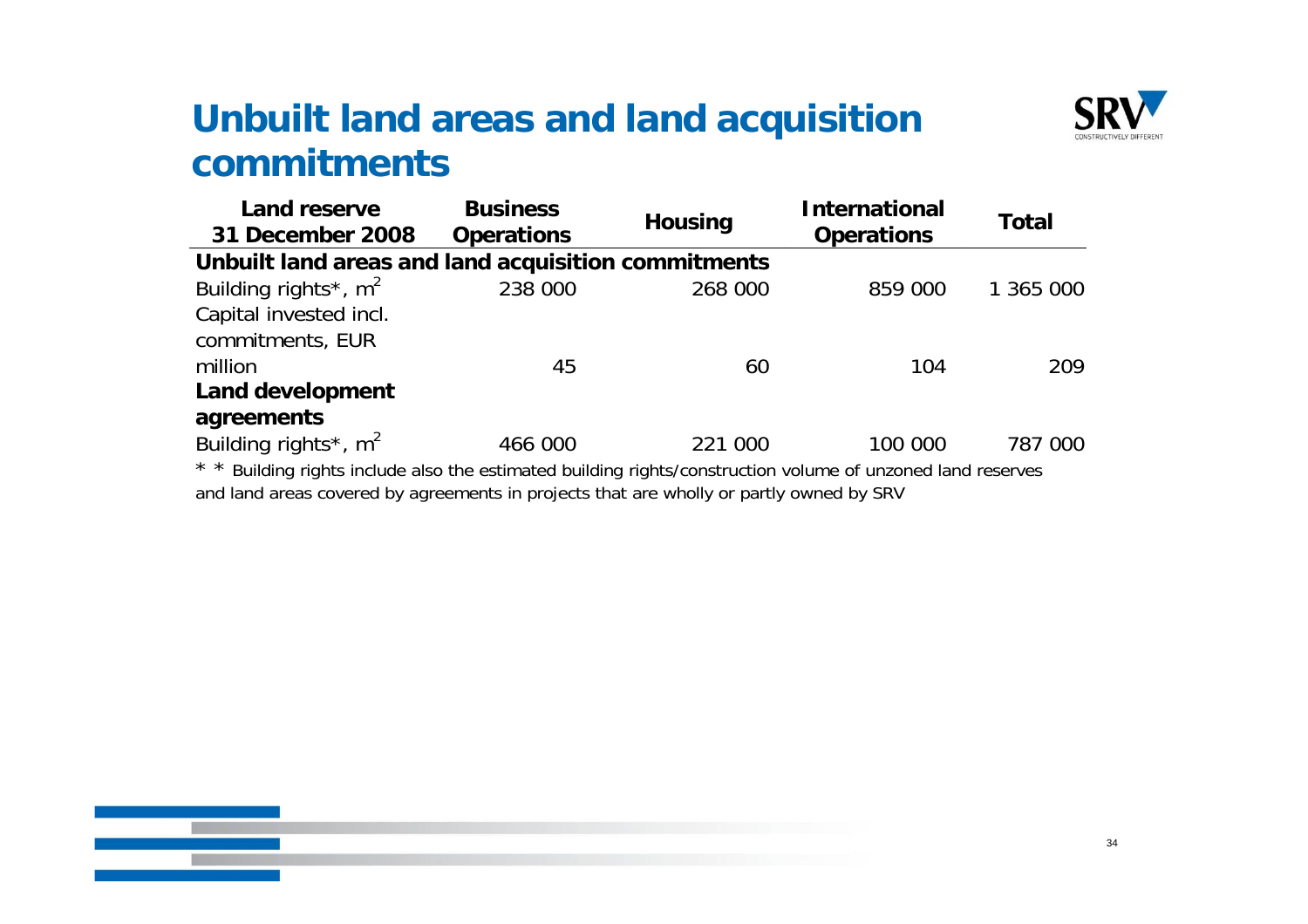# Unbuilt land areas and land acquisition commitments

| Land reserve 31 December 2008 | Business Operations | Housing | International Operations | Total |
|---|---|---|---|---|
| **Unbuilt land areas and land acquisition commitments** | | | | |
| Building rights*, $m^2$ | 238 000 | 268 000 | 859 000 | 1 365 000 |
| Capital invested incl. commitments, EUR million | 45 | 60 | 104 | 209 |
| **Land development agreements** | | | | |
| Building rights*, $m^2$ | 466 000 | 221 000 | 100 000 | 787 000 |

* * Building rights include also the estimated building rights/construction volume of unzoned land reserves and land areas covered by agreements in projects that are wholly or partly owned by SRV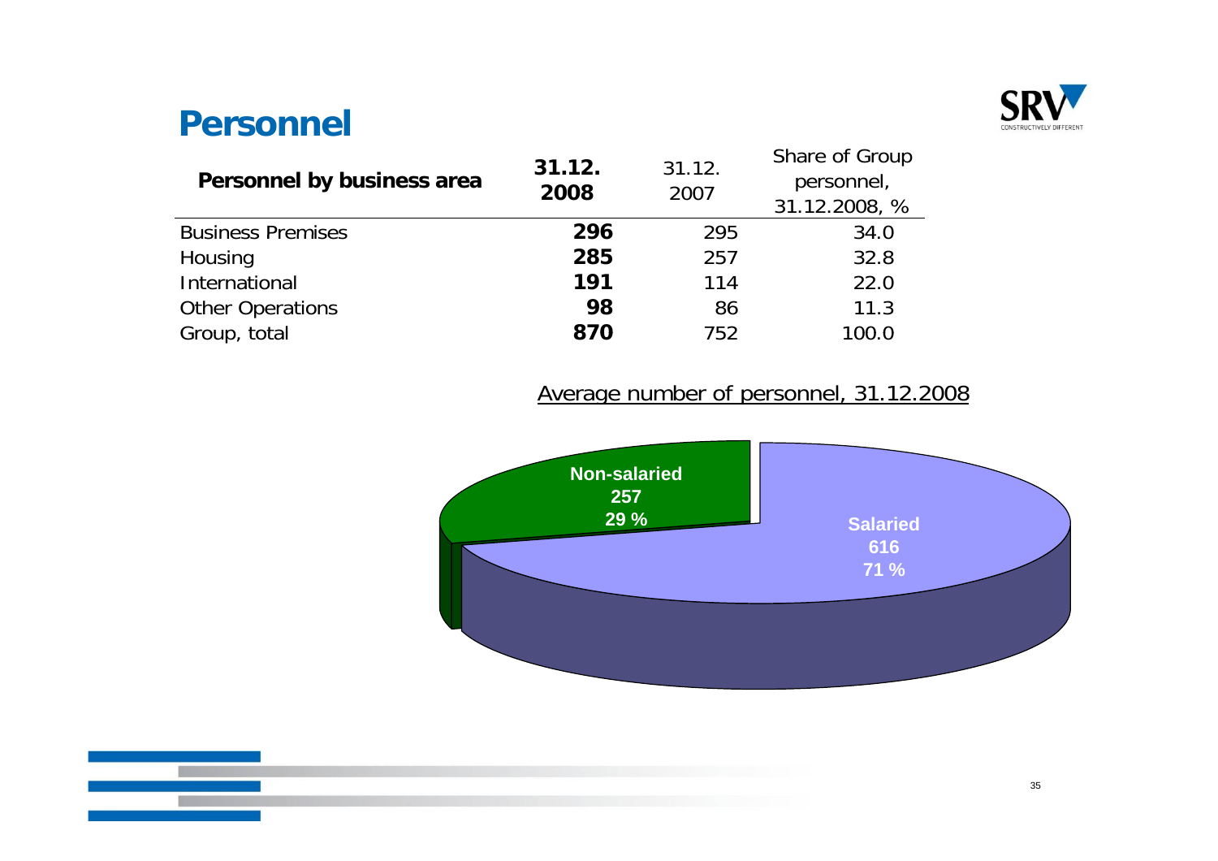# Personnel

| Personnel by business area | 31.12. 2008 | 31.12. 2007 | Share of Group personnel, 31.12.2008, % |
|---|---|---|---|
| Business Premises | **296** | 295 | 34.0 |
| Housing | **285** | 257 | 32.8 |
| International | **191** | 114 | 22.0 |
| Other Operations | **98** | 86 | 11.3 |
| Group, total | **870** | 752 | 100.0 |

Average number of personnel, 31.12.2008

| | Number | % |
|---|---|---|
| Non-salaried | 257 | 29 % |
| Salaried | 616 | 71 % |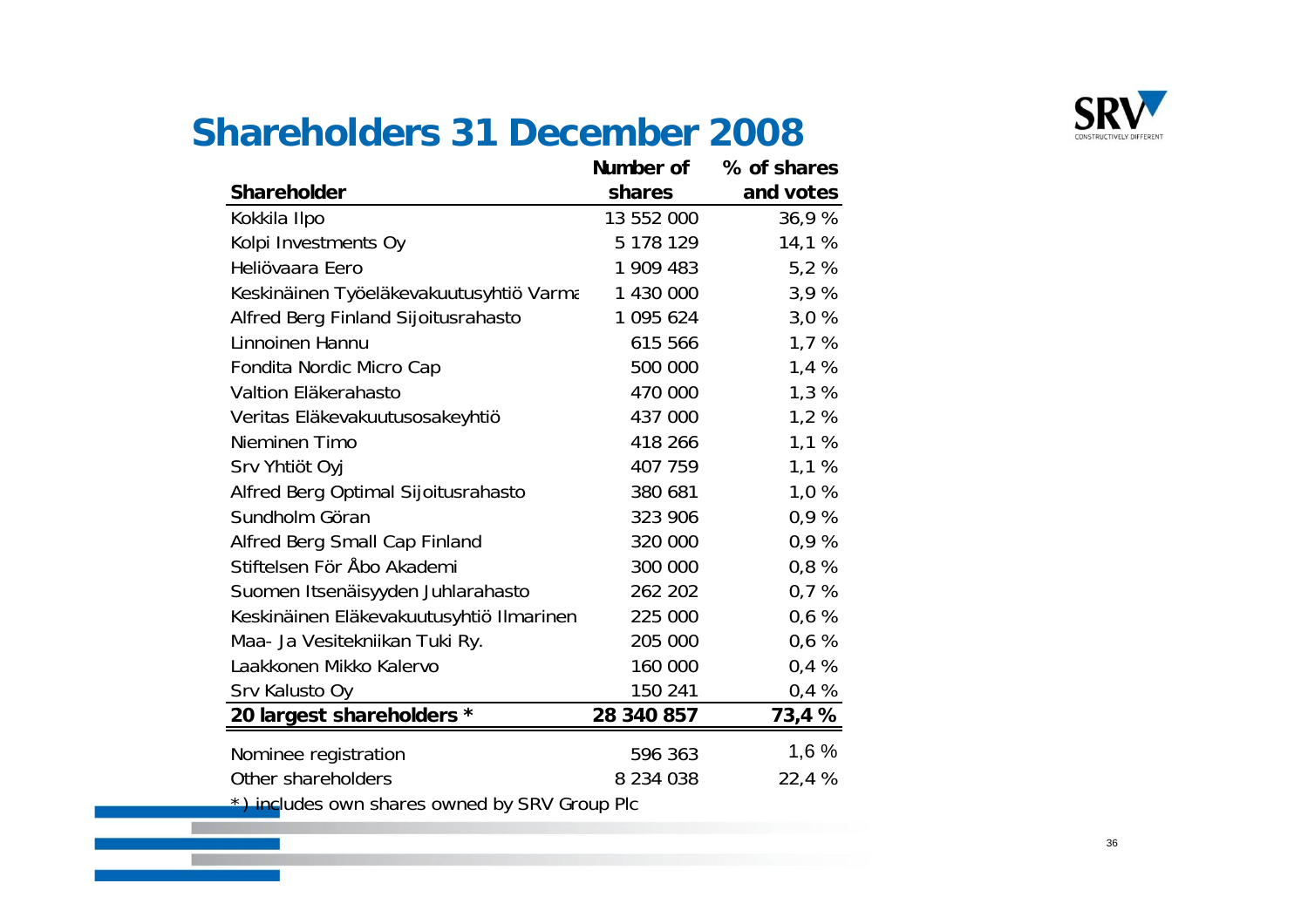# Shareholders 31 December 2008

| Shareholder | Number of shares | % of shares and votes |
|---|---|---|
| Kokkila Ilpo | 13 552 000 | 36,9 % |
| Kolpi Investments Oy | 5 178 129 | 14,1 % |
| Heliövaara Eero | 1 909 483 | 5,2 % |
| Keskinäinen Työeläkevakuutusyhtiö Varma | 1 430 000 | 3,9 % |
| Alfred Berg Finland Sijoitusrahasto | 1 095 624 | 3,0 % |
| Linnoinen Hannu | 615 566 | 1,7 % |
| Fondita Nordic Micro Cap | 500 000 | 1,4 % |
| Valtion Eläkerahasto | 470 000 | 1,3 % |
| Veritas Eläkevakuutusosakeyhtiö | 437 000 | 1,2 % |
| Nieminen Timo | 418 266 | 1,1 % |
| Srv Yhtiöt Oyj | 407 759 | 1,1 % |
| Alfred Berg Optimal Sijoitusrahasto | 380 681 | 1,0 % |
| Sundholm Göran | 323 906 | 0,9 % |
| Alfred Berg Small Cap Finland | 320 000 | 0,9 % |
| Stiftelsen För Åbo Akademi | 300 000 | 0,8 % |
| Suomen Itsenäisyyden Juhlarahasto | 262 202 | 0,7 % |
| Keskinäinen Eläkevakuutusyhtiö Ilmarinen | 225 000 | 0,6 % |
| Maa- Ja Vesitekniikan Tuki Ry. | 205 000 | 0,6 % |
| Laakkonen Mikko Kalervo | 160 000 | 0,4 % |
| Srv Kalusto Oy | 150 241 | 0,4 % |
| **20 largest shareholders *** | **28 340 857** | **73,4 %** |
| Nominee registration | 596 363 | 1,6 % |
| Other shareholders | 8 234 038 | 22,4 % |

*) includes own shares owned by SRV Group Plc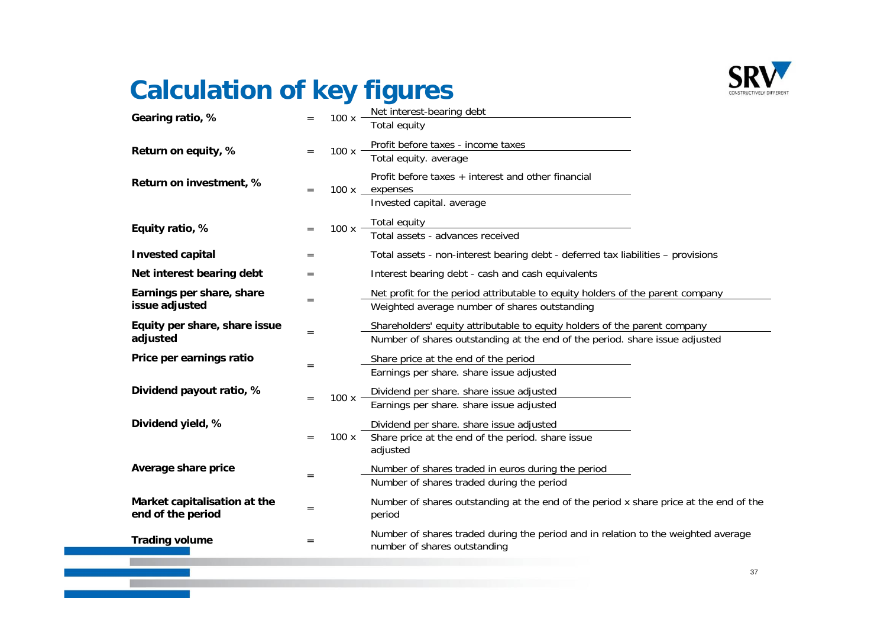# Calculation of key figures

**Gearing ratio, %** = $100 \times \dfrac{\text{Net interest-bearing debt}}{\text{Total equity}}$

**Return on equity, %** = $100 \times \dfrac{\text{Profit before taxes - income taxes}}{\text{Total equity. average}}$

**Return on investment, %** = $100 \times \dfrac{\text{Profit before taxes + interest and other financial expenses}}{\text{Invested capital. average}}$

**Equity ratio, %** = $100 \times \dfrac{\text{Total equity}}{\text{Total assets - advances received}}$

**Invested capital** = Total assets - non-interest bearing debt - deferred tax liabilities – provisions

**Net interest bearing debt** = Interest bearing debt - cash and cash equivalents

**Earnings per share, share issue adjusted** = $\dfrac{\text{Net profit for the period attributable to equity holders of the parent company}}{\text{Weighted average number of shares outstanding}}$

**Equity per share, share issue adjusted** = $\dfrac{\text{Shareholders' equity attributable to equity holders of the parent company}}{\text{Number of shares outstanding at the end of the period. share issue adjusted}}$

**Price per earnings ratio** = $\dfrac{\text{Share price at the end of the period}}{\text{Earnings per share. share issue adjusted}}$

**Dividend payout ratio, %** = $100 \times \dfrac{\text{Dividend per share. share issue adjusted}}{\text{Earnings per share. share issue adjusted}}$

**Dividend yield, %** = $100 \times \dfrac{\text{Dividend per share. share issue adjusted}}{\text{Share price at the end of the period. share issue adjusted}}$

**Average share price** = $\dfrac{\text{Number of shares traded in euros during the period}}{\text{Number of shares traded during the period}}$

**Market capitalisation at the end of the period** = Number of shares outstanding at the end of the period x share price at the end of the period

**Trading volume** = Number of shares traded during the period and in relation to the weighted average number of shares outstanding